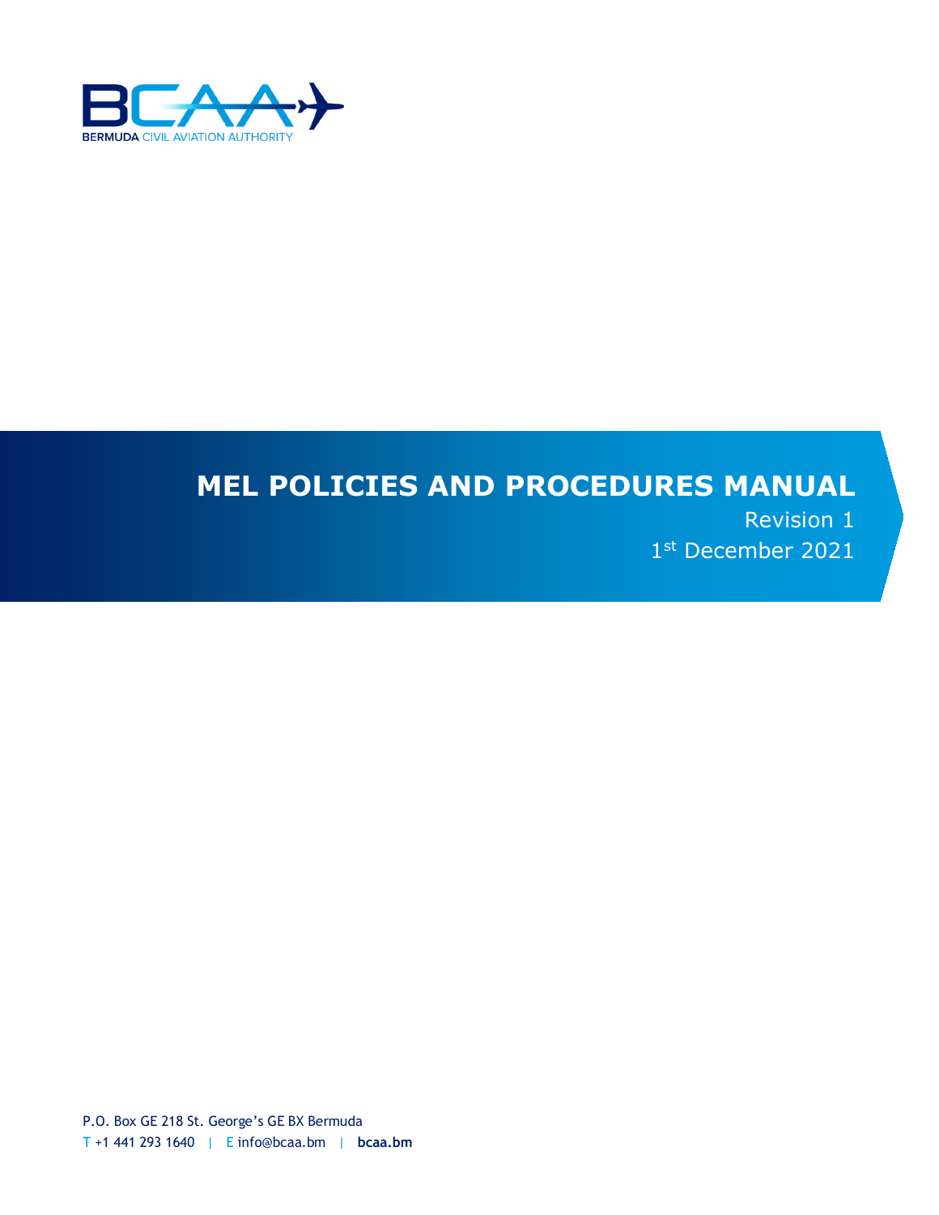BCAA

BERMUDA CIVIL AVIATION AUTHORITY

# MEL POLICIES AND PROCEDURES MANUAL

Revision 1

1st December 2021

P.O. Box GE 218 St. George's GE BX Bermuda

T +1 441 293 1640 | E info@bcaa.bm | **bcaa.bm**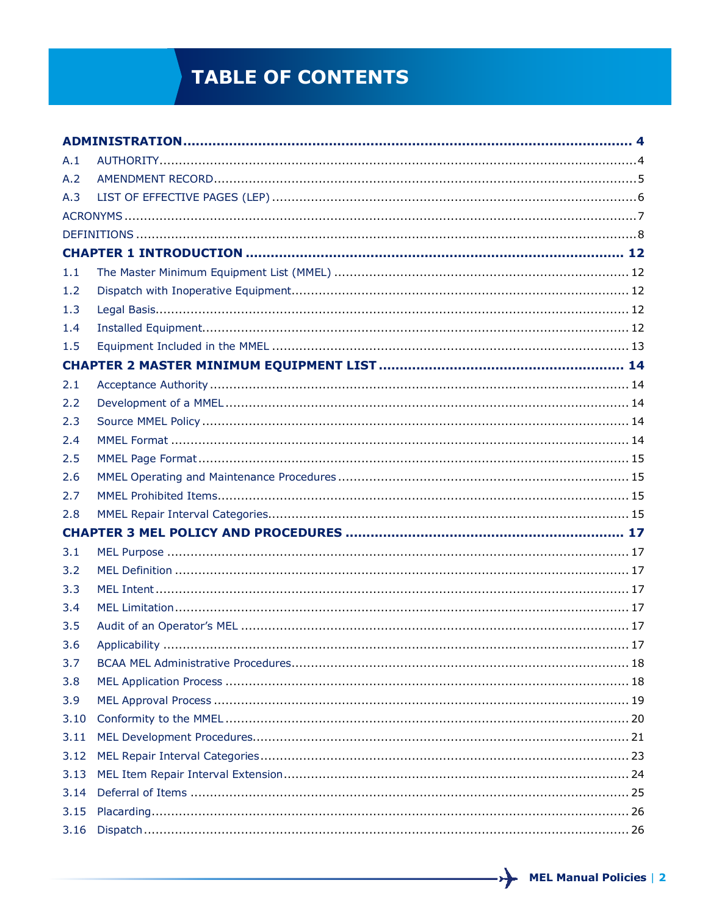# TABLE OF CONTENTS

**ADMINISTRATION** ..... **4**

A.1 AUTHORITY ..... 4
A.2 AMENDMENT RECORD ..... 5
A.3 LIST OF EFFECTIVE PAGES (LEP) ..... 6
ACRONYMS ..... 7
DEFINITIONS ..... 8

**CHAPTER 1 INTRODUCTION** ..... **12**

1.1 The Master Minimum Equipment List (MMEL) ..... 12
1.2 Dispatch with Inoperative Equipment ..... 12
1.3 Legal Basis ..... 12
1.4 Installed Equipment ..... 12
1.5 Equipment Included in the MMEL ..... 13

**CHAPTER 2 MASTER MINIMUM EQUIPMENT LIST** ..... **14**

2.1 Acceptance Authority ..... 14
2.2 Development of a MMEL ..... 14
2.3 Source MMEL Policy ..... 14
2.4 MMEL Format ..... 14
2.5 MMEL Page Format ..... 15
2.6 MMEL Operating and Maintenance Procedures ..... 15
2.7 MMEL Prohibited Items ..... 15
2.8 MMEL Repair Interval Categories ..... 15

**CHAPTER 3 MEL POLICY AND PROCEDURES** ..... **17**

3.1 MEL Purpose ..... 17
3.2 MEL Definition ..... 17
3.3 MEL Intent ..... 17
3.4 MEL Limitation ..... 17
3.5 Audit of an Operator's MEL ..... 17
3.6 Applicability ..... 17
3.7 BCAA MEL Administrative Procedures ..... 18
3.8 MEL Application Process ..... 18
3.9 MEL Approval Process ..... 19
3.10 Conformity to the MMEL ..... 20
3.11 MEL Development Procedures ..... 21
3.12 MEL Repair Interval Categories ..... 23
3.13 MEL Item Repair Interval Extension ..... 24
3.14 Deferral of Items ..... 25
3.15 Placarding ..... 26
3.16 Dispatch ..... 26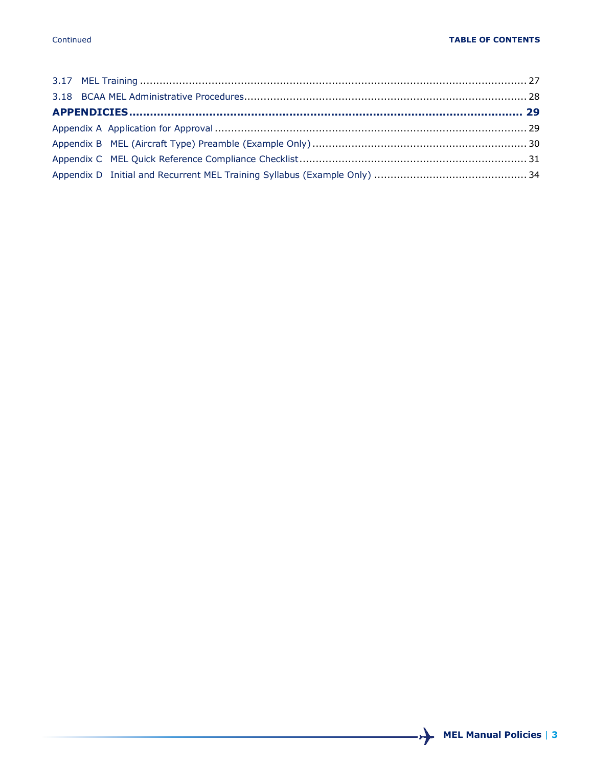3.17 MEL Training ........................................................................................................... 27

3.18 BCAA MEL Administrative Procedures........................................................................... 28

**APPENDICIES.......................................................................................................... 29**

Appendix A Application for Approval ................................................................................. 29

Appendix B MEL (Aircraft Type) Preamble (Example Only) ................................................. 30

Appendix C MEL Quick Reference Compliance Checklist...................................................... 31

Appendix D Initial and Recurrent MEL Training Syllabus (Example Only) ............................... 34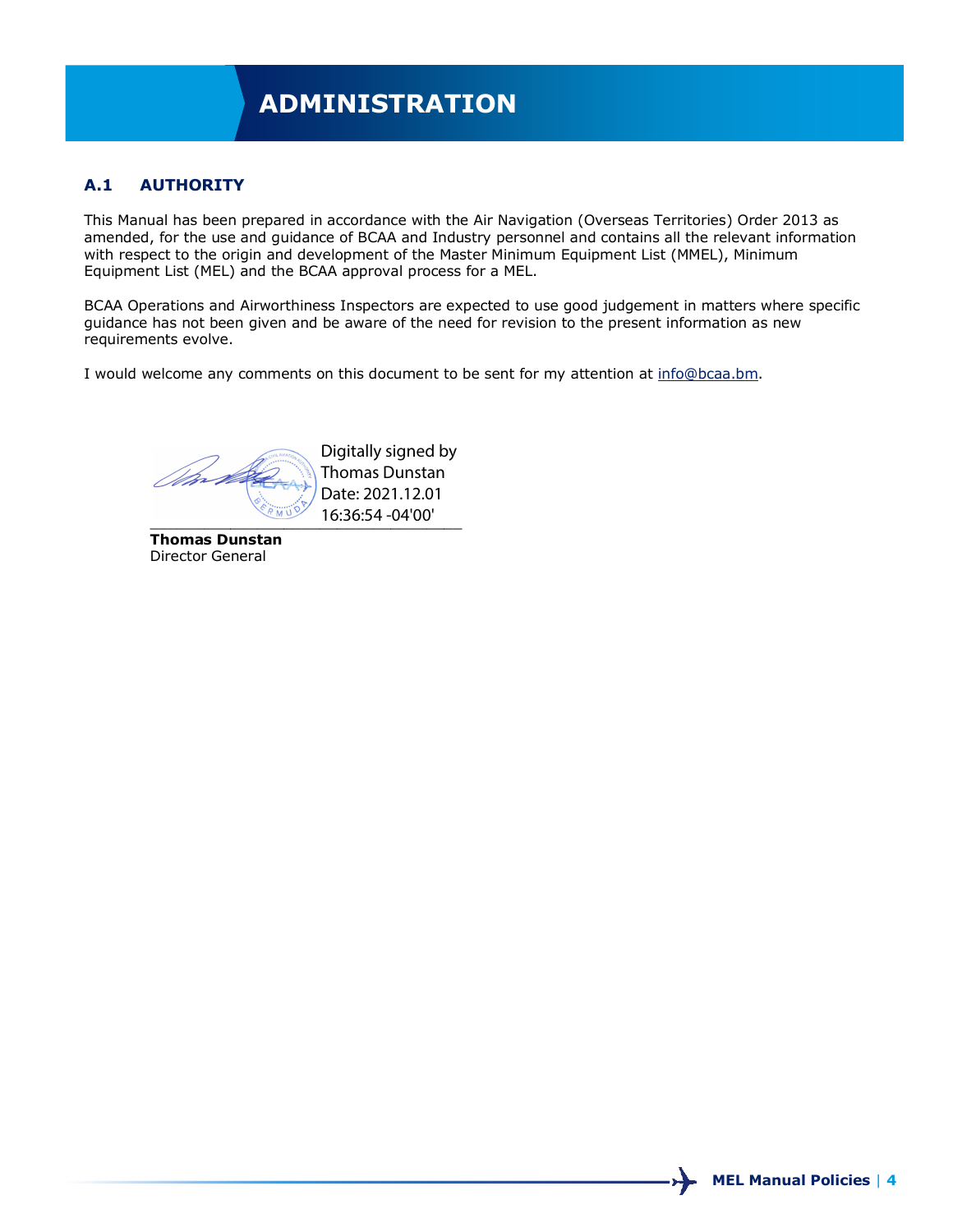# ADMINISTRATION

## A.1 AUTHORITY

This Manual has been prepared in accordance with the Air Navigation (Overseas Territories) Order 2013 as amended, for the use and guidance of BCAA and Industry personnel and contains all the relevant information with respect to the origin and development of the Master Minimum Equipment List (MMEL), Minimum Equipment List (MEL) and the BCAA approval process for a MEL.

BCAA Operations and Airworthiness Inspectors are expected to use good judgement in matters where specific guidance has not been given and be aware of the need for revision to the present information as new requirements evolve.

I would welcome any comments on this document to be sent for my attention at info@bcaa.bm.

Digitally signed by Thomas Dunstan
Date: 2021.12.01 16:36:54 -04'00'

**Thomas Dunstan**
Director General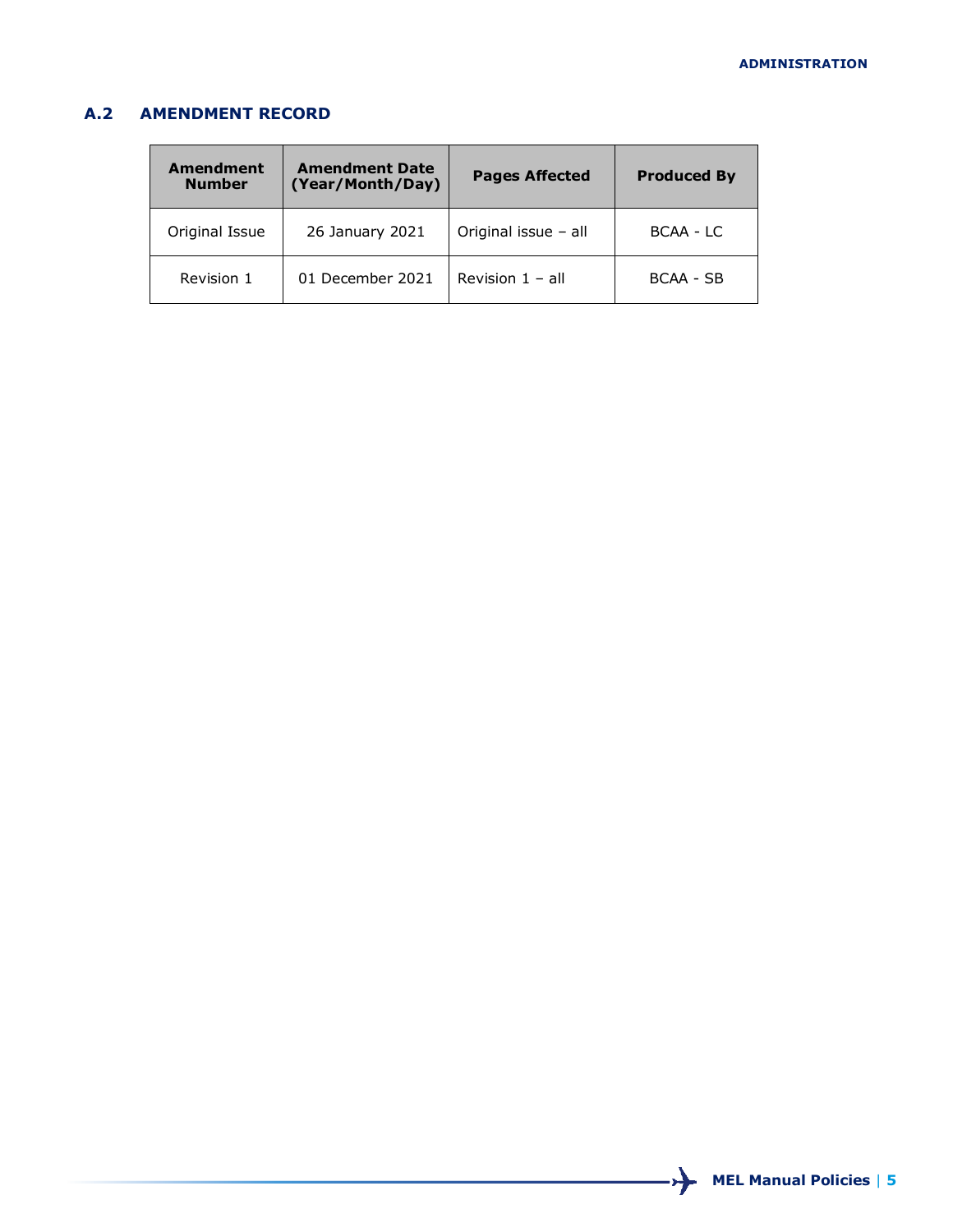## A.2 AMENDMENT RECORD

| Amendment Number | Amendment Date (Year/Month/Day) | Pages Affected | Produced By |
|---|---|---|---|
| Original Issue | 26 January 2021 | Original issue – all | BCAA - LC |
| Revision 1 | 01 December 2021 | Revision 1 – all | BCAA - SB |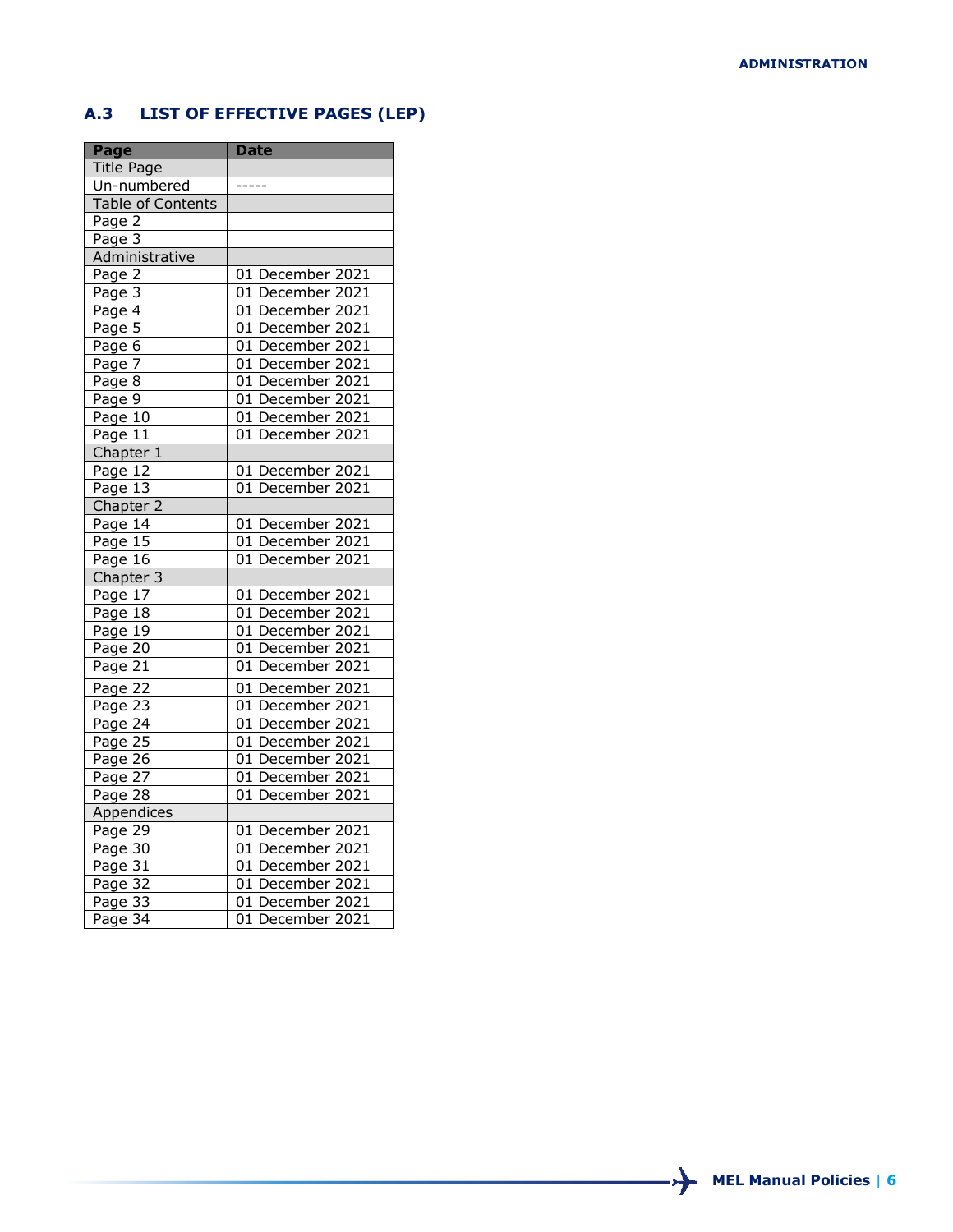## A.3 LIST OF EFFECTIVE PAGES (LEP)

| Page | Date |
|---|---|
| Title Page | |
| Un-numbered | ----- |
| Table of Contents | |
| Page 2 | |
| Page 3 | |
| Administrative | |
| Page 2 | 01 December 2021 |
| Page 3 | 01 December 2021 |
| Page 4 | 01 December 2021 |
| Page 5 | 01 December 2021 |
| Page 6 | 01 December 2021 |
| Page 7 | 01 December 2021 |
| Page 8 | 01 December 2021 |
| Page 9 | 01 December 2021 |
| Page 10 | 01 December 2021 |
| Page 11 | 01 December 2021 |
| Chapter 1 | |
| Page 12 | 01 December 2021 |
| Page 13 | 01 December 2021 |
| Chapter 2 | |
| Page 14 | 01 December 2021 |
| Page 15 | 01 December 2021 |
| Page 16 | 01 December 2021 |
| Chapter 3 | |
| Page 17 | 01 December 2021 |
| Page 18 | 01 December 2021 |
| Page 19 | 01 December 2021 |
| Page 20 | 01 December 2021 |
| Page 21 | 01 December 2021 |
| Page 22 | 01 December 2021 |
| Page 23 | 01 December 2021 |
| Page 24 | 01 December 2021 |
| Page 25 | 01 December 2021 |
| Page 26 | 01 December 2021 |
| Page 27 | 01 December 2021 |
| Page 28 | 01 December 2021 |
| Appendices | |
| Page 29 | 01 December 2021 |
| Page 30 | 01 December 2021 |
| Page 31 | 01 December 2021 |
| Page 32 | 01 December 2021 |
| Page 33 | 01 December 2021 |
| Page 34 | 01 December 2021 |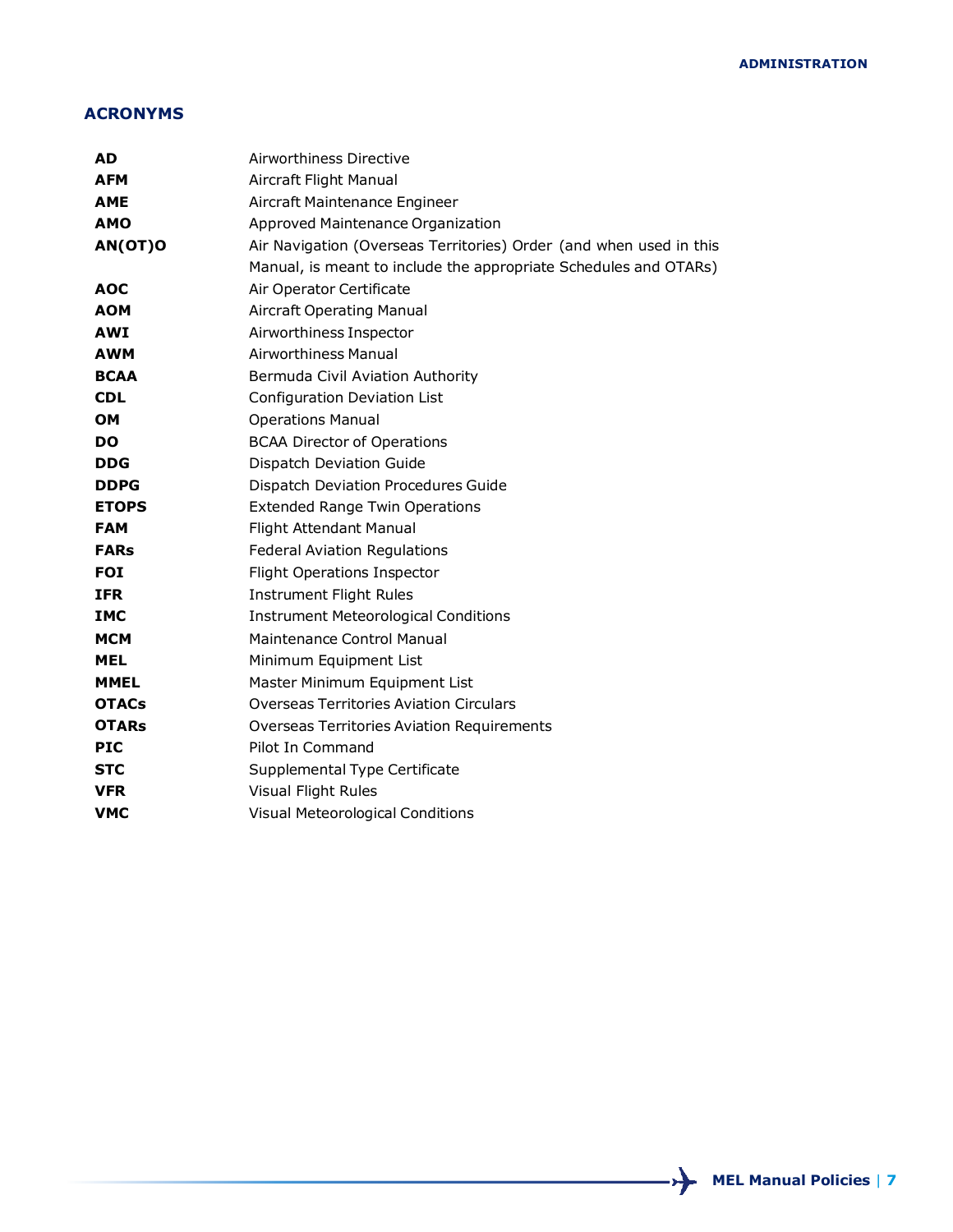## ACRONYMS

| | |
|---|---|
| **AD** | Airworthiness Directive |
| **AFM** | Aircraft Flight Manual |
| **AME** | Aircraft Maintenance Engineer |
| **AMO** | Approved Maintenance Organization |
| **AN(OT)O** | Air Navigation (Overseas Territories) Order (and when used in this Manual, is meant to include the appropriate Schedules and OTARs) |
| **AOC** | Air Operator Certificate |
| **AOM** | Aircraft Operating Manual |
| **AWI** | Airworthiness Inspector |
| **AWM** | Airworthiness Manual |
| **BCAA** | Bermuda Civil Aviation Authority |
| **CDL** | Configuration Deviation List |
| **OM** | Operations Manual |
| **DO** | BCAA Director of Operations |
| **DDG** | Dispatch Deviation Guide |
| **DDPG** | Dispatch Deviation Procedures Guide |
| **ETOPS** | Extended Range Twin Operations |
| **FAM** | Flight Attendant Manual |
| **FARs** | Federal Aviation Regulations |
| **FOI** | Flight Operations Inspector |
| **IFR** | Instrument Flight Rules |
| **IMC** | Instrument Meteorological Conditions |
| **MCM** | Maintenance Control Manual |
| **MEL** | Minimum Equipment List |
| **MMEL** | Master Minimum Equipment List |
| **OTACs** | Overseas Territories Aviation Circulars |
| **OTARs** | Overseas Territories Aviation Requirements |
| **PIC** | Pilot In Command |
| **STC** | Supplemental Type Certificate |
| **VFR** | Visual Flight Rules |
| **VMC** | Visual Meteorological Conditions |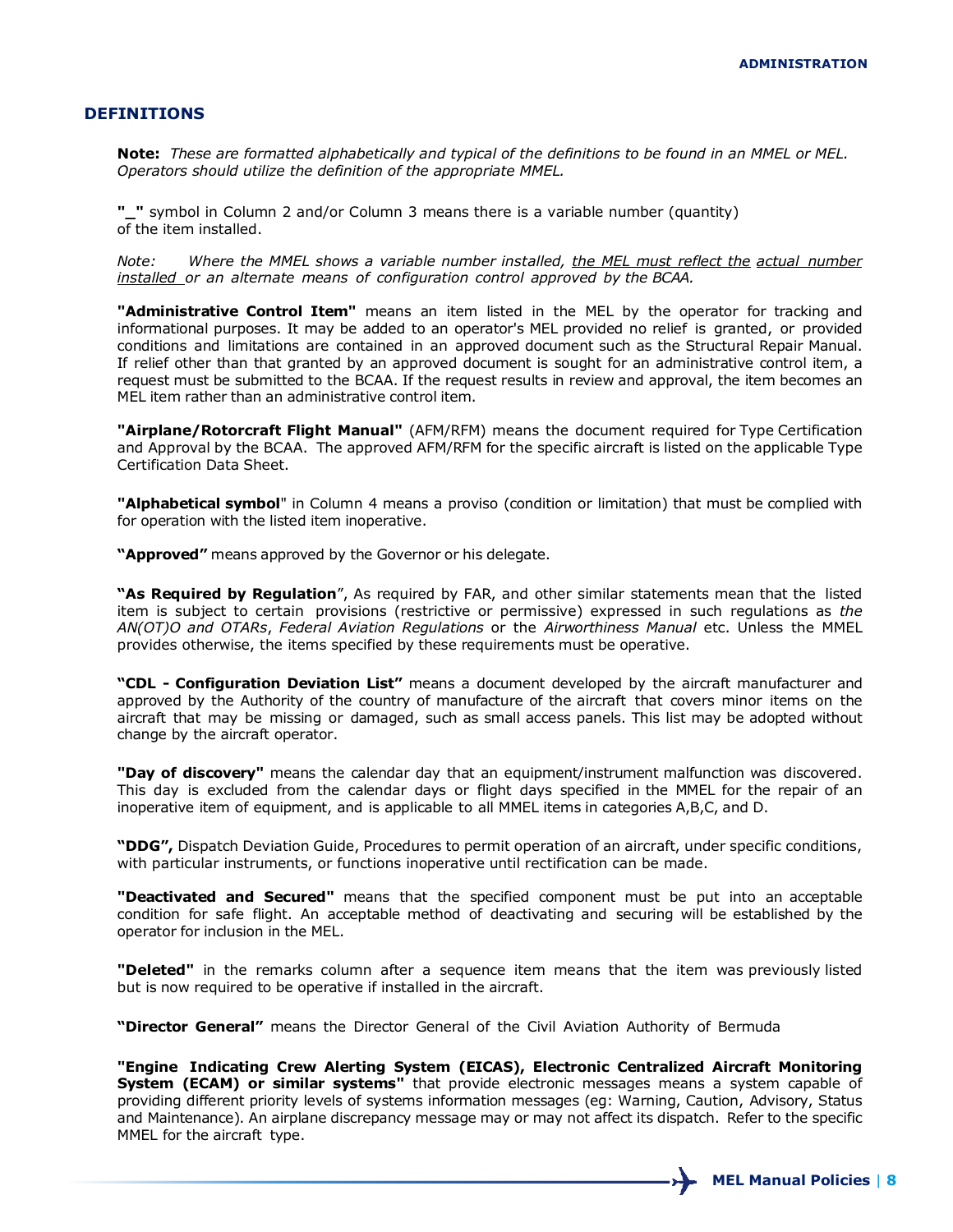## DEFINITIONS

**Note:** *These are formatted alphabetically and typical of the definitions to be found in an MMEL or MEL. Operators should utilize the definition of the appropriate MMEL.*

**"_"** symbol in Column 2 and/or Column 3 means there is a variable number (quantity) of the item installed.

*Note: Where the MMEL shows a variable number installed, the MEL must reflect the actual number installed or an alternate means of configuration control approved by the BCAA.*

**"Administrative Control Item"** means an item listed in the MEL by the operator for tracking and informational purposes. It may be added to an operator's MEL provided no relief is granted, or provided conditions and limitations are contained in an approved document such as the Structural Repair Manual. If relief other than that granted by an approved document is sought for an administrative control item, a request must be submitted to the BCAA. If the request results in review and approval, the item becomes an MEL item rather than an administrative control item.

**"Airplane/Rotorcraft Flight Manual"** (AFM/RFM) means the document required for Type Certification and Approval by the BCAA. The approved AFM/RFM for the specific aircraft is listed on the applicable Type Certification Data Sheet.

**"Alphabetical symbol"** in Column 4 means a proviso (condition or limitation) that must be complied with for operation with the listed item inoperative.

**"Approved"** means approved by the Governor or his delegate.

**"As Required by Regulation"**, As required by FAR, and other similar statements mean that the listed item is subject to certain provisions (restrictive or permissive) expressed in such regulations as *the AN(OT)O and OTARs*, *Federal Aviation Regulations* or the *Airworthiness Manual* etc. Unless the MMEL provides otherwise, the items specified by these requirements must be operative.

**"CDL - Configuration Deviation List"** means a document developed by the aircraft manufacturer and approved by the Authority of the country of manufacture of the aircraft that covers minor items on the aircraft that may be missing or damaged, such as small access panels. This list may be adopted without change by the aircraft operator.

**"Day of discovery"** means the calendar day that an equipment/instrument malfunction was discovered. This day is excluded from the calendar days or flight days specified in the MMEL for the repair of an inoperative item of equipment, and is applicable to all MMEL items in categories A,B,C, and D.

**"DDG",** Dispatch Deviation Guide, Procedures to permit operation of an aircraft, under specific conditions, with particular instruments, or functions inoperative until rectification can be made.

**"Deactivated and Secured"** means that the specified component must be put into an acceptable condition for safe flight. An acceptable method of deactivating and securing will be established by the operator for inclusion in the MEL.

**"Deleted"** in the remarks column after a sequence item means that the item was previously listed but is now required to be operative if installed in the aircraft.

**"Director General"** means the Director General of the Civil Aviation Authority of Bermuda

**"Engine Indicating Crew Alerting System (EICAS), Electronic Centralized Aircraft Monitoring System (ECAM) or similar systems"** that provide electronic messages means a system capable of providing different priority levels of systems information messages (eg: Warning, Caution, Advisory, Status and Maintenance). An airplane discrepancy message may or may not affect its dispatch. Refer to the specific MMEL for the aircraft type.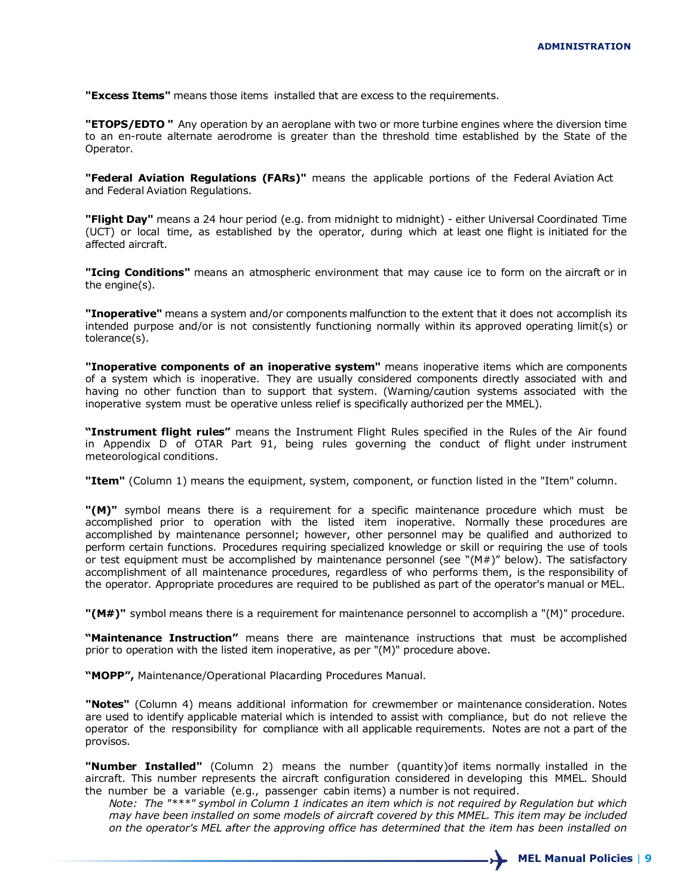**"Excess Items"** means those items installed that are excess to the requirements.

**"ETOPS/EDTO "** Any operation by an aeroplane with two or more turbine engines where the diversion time to an en-route alternate aerodrome is greater than the threshold time established by the State of the Operator.

**"Federal Aviation Regulations (FARs)"** means the applicable portions of the Federal Aviation Act and Federal Aviation Regulations.

**"Flight Day"** means a 24 hour period (e.g. from midnight to midnight) - either Universal Coordinated Time (UCT) or local time, as established by the operator, during which at least one flight is initiated for the affected aircraft.

**"Icing Conditions"** means an atmospheric environment that may cause ice to form on the aircraft or in the engine(s).

**"Inoperative"** means a system and/or components malfunction to the extent that it does not accomplish its intended purpose and/or is not consistently functioning normally within its approved operating limit(s) or tolerance(s).

**"Inoperative components of an inoperative system"** means inoperative items which are components of a system which is inoperative. They are usually considered components directly associated with and having no other function than to support that system. (Warning/caution systems associated with the inoperative system must be operative unless relief is specifically authorized per the MMEL).

**"Instrument flight rules"** means the Instrument Flight Rules specified in the Rules of the Air found in Appendix D of OTAR Part 91, being rules governing the conduct of flight under instrument meteorological conditions.

**"Item"** (Column 1) means the equipment, system, component, or function listed in the "Item" column.

**"(M)"** symbol means there is a requirement for a specific maintenance procedure which must be accomplished prior to operation with the listed item inoperative. Normally these procedures are accomplished by maintenance personnel; however, other personnel may be qualified and authorized to perform certain functions. Procedures requiring specialized knowledge or skill or requiring the use of tools or test equipment must be accomplished by maintenance personnel (see "(M#)" below). The satisfactory accomplishment of all maintenance procedures, regardless of who performs them, is the responsibility of the operator. Appropriate procedures are required to be published as part of the operator's manual or MEL.

**"(M#)"** symbol means there is a requirement for maintenance personnel to accomplish a "(M)" procedure.

**"Maintenance Instruction"** means there are maintenance instructions that must be accomplished prior to operation with the listed item inoperative, as per "(M)" procedure above.

**"MOPP",** Maintenance/Operational Placarding Procedures Manual.

**"Notes"** (Column 4) means additional information for crewmember or maintenance consideration. Notes are used to identify applicable material which is intended to assist with compliance, but do not relieve the operator of the responsibility for compliance with all applicable requirements. Notes are not a part of the provisos.

**"Number Installed"** (Column 2) means the number (quantity)of items normally installed in the aircraft. This number represents the aircraft configuration considered in developing this MMEL. Should the number be a variable (e.g., passenger cabin items) a number is not required.

> *Note: The "***" symbol in Column 1 indicates an item which is not required by Regulation but which may have been installed on some models of aircraft covered by this MMEL. This item may be included on the operator's MEL after the approving office has determined that the item has been installed on*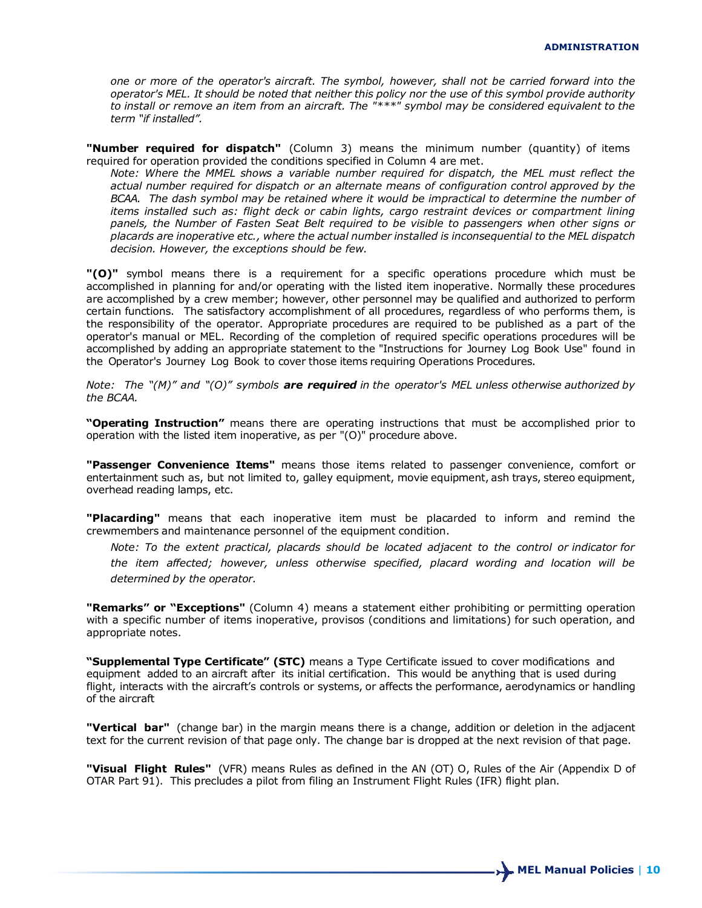*one or more of the operator's aircraft. The symbol, however, shall not be carried forward into the operator's MEL. It should be noted that neither this policy nor the use of this symbol provide authority to install or remove an item from an aircraft. The "***" symbol may be considered equivalent to the term "if installed".*

**"Number required for dispatch"** (Column 3) means the minimum number (quantity) of items required for operation provided the conditions specified in Column 4 are met.

*Note: Where the MMEL shows a variable number required for dispatch, the MEL must reflect the actual number required for dispatch or an alternate means of configuration control approved by the BCAA. The dash symbol may be retained where it would be impractical to determine the number of items installed such as: flight deck or cabin lights, cargo restraint devices or compartment lining panels, the Number of Fasten Seat Belt required to be visible to passengers when other signs or placards are inoperative etc., where the actual number installed is inconsequential to the MEL dispatch decision. However, the exceptions should be few.*

**"(O)"** symbol means there is a requirement for a specific operations procedure which must be accomplished in planning for and/or operating with the listed item inoperative. Normally these procedures are accomplished by a crew member; however, other personnel may be qualified and authorized to perform certain functions. The satisfactory accomplishment of all procedures, regardless of who performs them, is the responsibility of the operator. Appropriate procedures are required to be published as a part of the operator's manual or MEL. Recording of the completion of required specific operations procedures will be accomplished by adding an appropriate statement to the "Instructions for Journey Log Book Use" found in the Operator's Journey Log Book to cover those items requiring Operations Procedures.

*Note: The "(M)" and "(O)" symbols **are required** in the operator's MEL unless otherwise authorized by the BCAA.*

**"Operating Instruction"** means there are operating instructions that must be accomplished prior to operation with the listed item inoperative, as per "(O)" procedure above.

**"Passenger Convenience Items"** means those items related to passenger convenience, comfort or entertainment such as, but not limited to, galley equipment, movie equipment, ash trays, stereo equipment, overhead reading lamps, etc.

**"Placarding"** means that each inoperative item must be placarded to inform and remind the crewmembers and maintenance personnel of the equipment condition.

*Note: To the extent practical, placards should be located adjacent to the control or indicator for the item affected; however, unless otherwise specified, placard wording and location will be determined by the operator.*

**"Remarks" or "Exceptions"** (Column 4) means a statement either prohibiting or permitting operation with a specific number of items inoperative, provisos (conditions and limitations) for such operation, and appropriate notes.

**"Supplemental Type Certificate" (STC)** means a Type Certificate issued to cover modifications and equipment added to an aircraft after its initial certification. This would be anything that is used during flight, interacts with the aircraft's controls or systems, or affects the performance, aerodynamics or handling of the aircraft

**"Vertical bar"** (change bar) in the margin means there is a change, addition or deletion in the adjacent text for the current revision of that page only. The change bar is dropped at the next revision of that page.

**"Visual Flight Rules"** (VFR) means Rules as defined in the AN (OT) O, Rules of the Air (Appendix D of OTAR Part 91). This precludes a pilot from filing an Instrument Flight Rules (IFR) flight plan.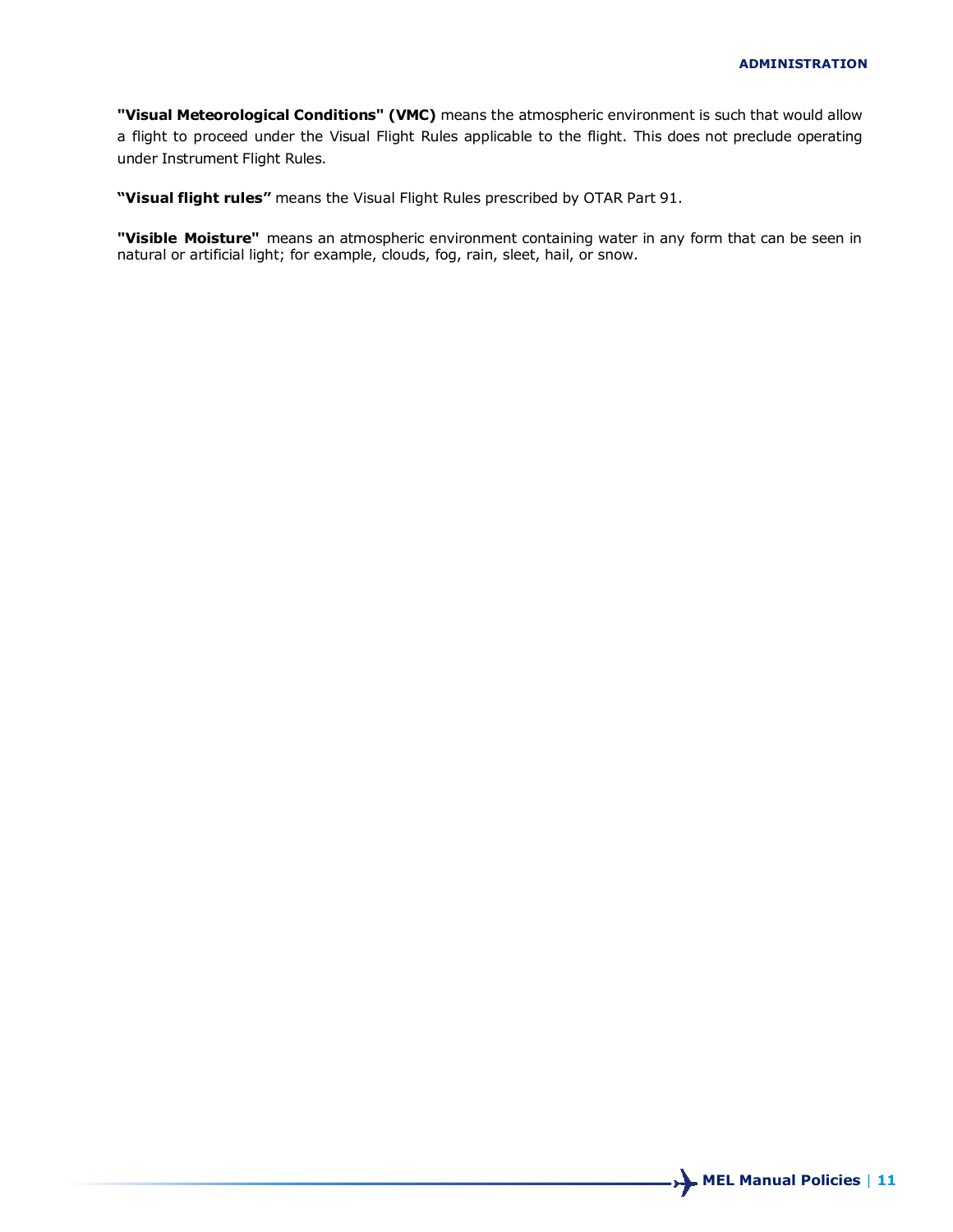**"Visual Meteorological Conditions" (VMC)** means the atmospheric environment is such that would allow a flight to proceed under the Visual Flight Rules applicable to the flight. This does not preclude operating under Instrument Flight Rules.

**"Visual flight rules"** means the Visual Flight Rules prescribed by OTAR Part 91.

**"Visible Moisture"** means an atmospheric environment containing water in any form that can be seen in natural or artificial light; for example, clouds, fog, rain, sleet, hail, or snow.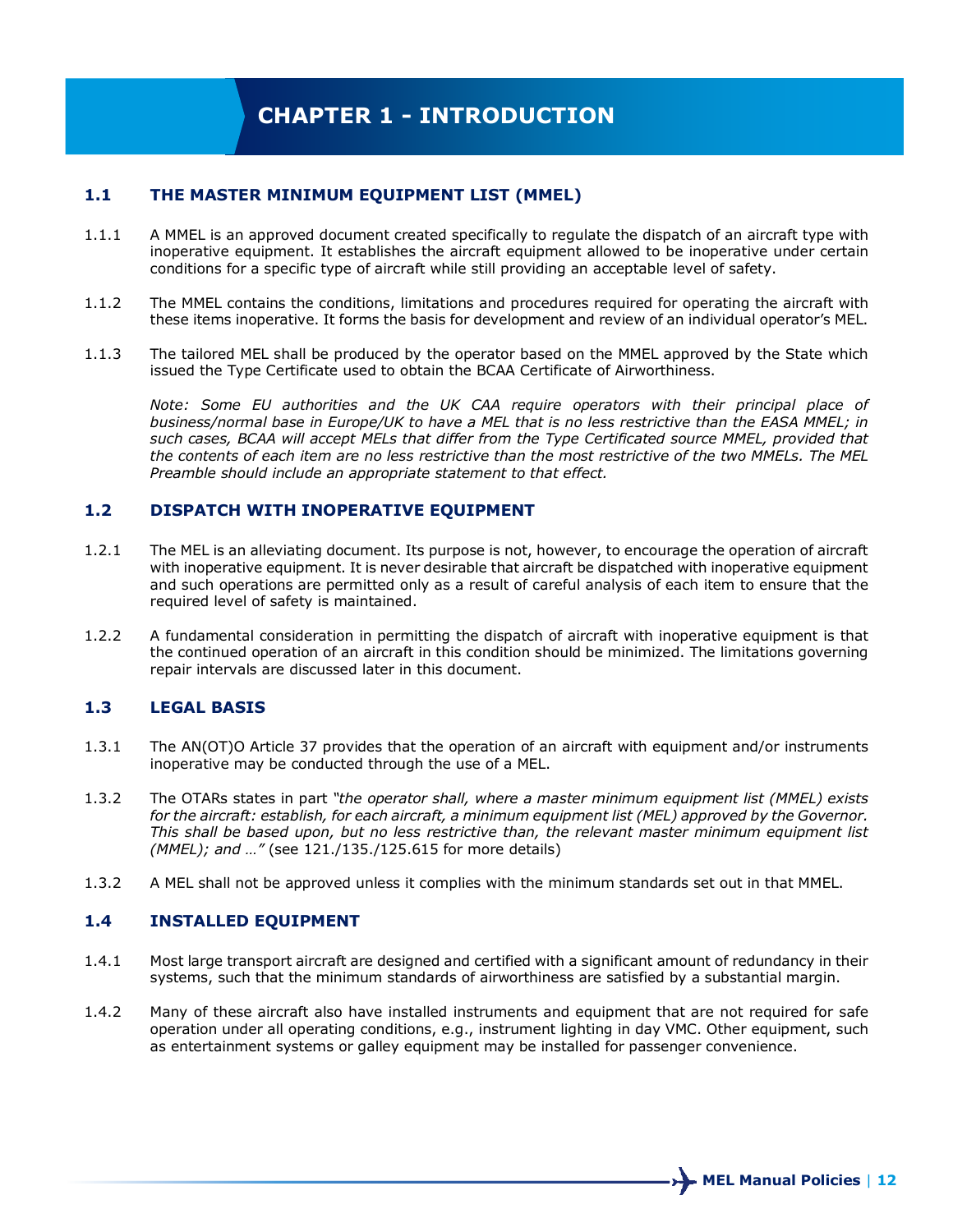# CHAPTER 1 - INTRODUCTION

## 1.1 THE MASTER MINIMUM EQUIPMENT LIST (MMEL)

1.1.1 A MMEL is an approved document created specifically to regulate the dispatch of an aircraft type with inoperative equipment. It establishes the aircraft equipment allowed to be inoperative under certain conditions for a specific type of aircraft while still providing an acceptable level of safety.

1.1.2 The MMEL contains the conditions, limitations and procedures required for operating the aircraft with these items inoperative. It forms the basis for development and review of an individual operator's MEL.

1.1.3 The tailored MEL shall be produced by the operator based on the MMEL approved by the State which issued the Type Certificate used to obtain the BCAA Certificate of Airworthiness.

*Note: Some EU authorities and the UK CAA require operators with their principal place of business/normal base in Europe/UK to have a MEL that is no less restrictive than the EASA MMEL; in such cases, BCAA will accept MELs that differ from the Type Certificated source MMEL, provided that the contents of each item are no less restrictive than the most restrictive of the two MMELs. The MEL Preamble should include an appropriate statement to that effect.*

## 1.2 DISPATCH WITH INOPERATIVE EQUIPMENT

1.2.1 The MEL is an alleviating document. Its purpose is not, however, to encourage the operation of aircraft with inoperative equipment. It is never desirable that aircraft be dispatched with inoperative equipment and such operations are permitted only as a result of careful analysis of each item to ensure that the required level of safety is maintained.

1.2.2 A fundamental consideration in permitting the dispatch of aircraft with inoperative equipment is that the continued operation of an aircraft in this condition should be minimized. The limitations governing repair intervals are discussed later in this document.

## 1.3 LEGAL BASIS

1.3.1 The AN(OT)O Article 37 provides that the operation of an aircraft with equipment and/or instruments inoperative may be conducted through the use of a MEL.

1.3.2 The OTARs states in part *"the operator shall, where a master minimum equipment list (MMEL) exists for the aircraft: establish, for each aircraft, a minimum equipment list (MEL) approved by the Governor. This shall be based upon, but no less restrictive than, the relevant master minimum equipment list (MMEL); and …"* (see 121./135./125.615 for more details)

1.3.2 A MEL shall not be approved unless it complies with the minimum standards set out in that MMEL.

## 1.4 INSTALLED EQUIPMENT

1.4.1 Most large transport aircraft are designed and certified with a significant amount of redundancy in their systems, such that the minimum standards of airworthiness are satisfied by a substantial margin.

1.4.2 Many of these aircraft also have installed instruments and equipment that are not required for safe operation under all operating conditions, e.g., instrument lighting in day VMC. Other equipment, such as entertainment systems or galley equipment may be installed for passenger convenience.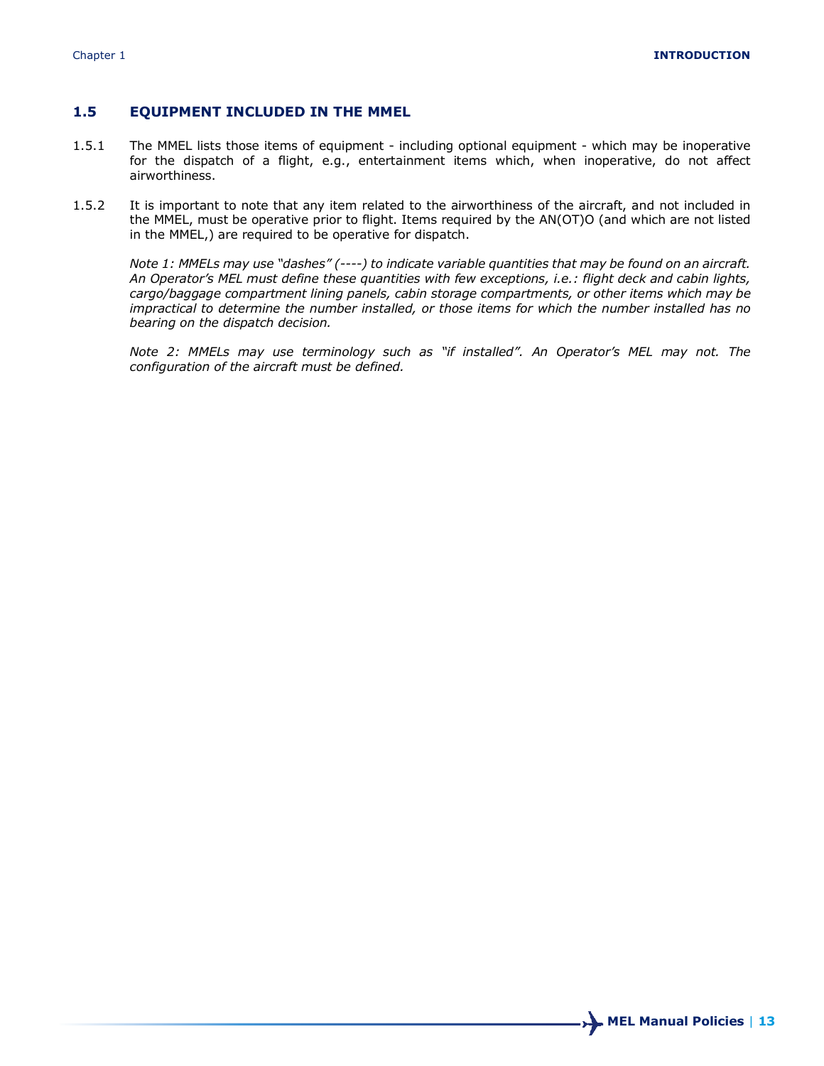## 1.5 EQUIPMENT INCLUDED IN THE MMEL

1.5.1 The MMEL lists those items of equipment - including optional equipment - which may be inoperative for the dispatch of a flight, e.g., entertainment items which, when inoperative, do not affect airworthiness.

1.5.2 It is important to note that any item related to the airworthiness of the aircraft, and not included in the MMEL, must be operative prior to flight. Items required by the AN(OT)O (and which are not listed in the MMEL,) are required to be operative for dispatch.

*Note 1: MMELs may use "dashes" (----) to indicate variable quantities that may be found on an aircraft. An Operator's MEL must define these quantities with few exceptions, i.e.: flight deck and cabin lights, cargo/baggage compartment lining panels, cabin storage compartments, or other items which may be impractical to determine the number installed, or those items for which the number installed has no bearing on the dispatch decision.*

*Note 2: MMELs may use terminology such as "if installed". An Operator's MEL may not. The configuration of the aircraft must be defined.*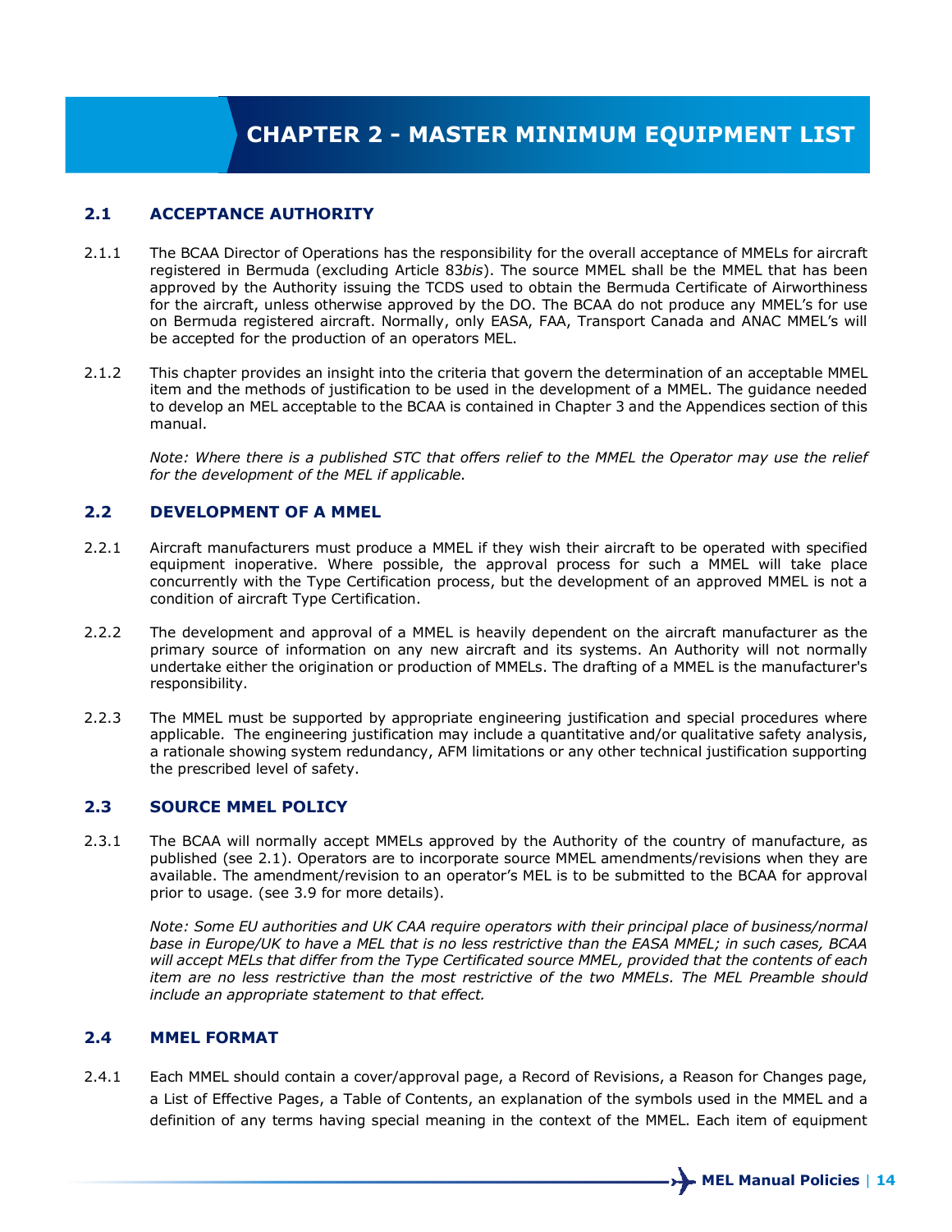# CHAPTER 2 - MASTER MINIMUM EQUIPMENT LIST

## 2.1 ACCEPTANCE AUTHORITY

2.1.1 The BCAA Director of Operations has the responsibility for the overall acceptance of MMELs for aircraft registered in Bermuda (excluding Article 83*bis*). The source MMEL shall be the MMEL that has been approved by the Authority issuing the TCDS used to obtain the Bermuda Certificate of Airworthiness for the aircraft, unless otherwise approved by the DO. The BCAA do not produce any MMEL's for use on Bermuda registered aircraft. Normally, only EASA, FAA, Transport Canada and ANAC MMEL's will be accepted for the production of an operators MEL.

2.1.2 This chapter provides an insight into the criteria that govern the determination of an acceptable MMEL item and the methods of justification to be used in the development of a MMEL. The guidance needed to develop an MEL acceptable to the BCAA is contained in Chapter 3 and the Appendices section of this manual.

*Note: Where there is a published STC that offers relief to the MMEL the Operator may use the relief for the development of the MEL if applicable.*

## 2.2 DEVELOPMENT OF A MMEL

2.2.1 Aircraft manufacturers must produce a MMEL if they wish their aircraft to be operated with specified equipment inoperative. Where possible, the approval process for such a MMEL will take place concurrently with the Type Certification process, but the development of an approved MMEL is not a condition of aircraft Type Certification.

2.2.2 The development and approval of a MMEL is heavily dependent on the aircraft manufacturer as the primary source of information on any new aircraft and its systems. An Authority will not normally undertake either the origination or production of MMELs. The drafting of a MMEL is the manufacturer's responsibility.

2.2.3 The MMEL must be supported by appropriate engineering justification and special procedures where applicable. The engineering justification may include a quantitative and/or qualitative safety analysis, a rationale showing system redundancy, AFM limitations or any other technical justification supporting the prescribed level of safety.

## 2.3 SOURCE MMEL POLICY

2.3.1 The BCAA will normally accept MMELs approved by the Authority of the country of manufacture, as published (see 2.1). Operators are to incorporate source MMEL amendments/revisions when they are available. The amendment/revision to an operator's MEL is to be submitted to the BCAA for approval prior to usage. (see 3.9 for more details).

*Note: Some EU authorities and UK CAA require operators with their principal place of business/normal base in Europe/UK to have a MEL that is no less restrictive than the EASA MMEL; in such cases, BCAA will accept MELs that differ from the Type Certificated source MMEL, provided that the contents of each item are no less restrictive than the most restrictive of the two MMELs. The MEL Preamble should include an appropriate statement to that effect.*

## 2.4 MMEL FORMAT

2.4.1 Each MMEL should contain a cover/approval page, a Record of Revisions, a Reason for Changes page, a List of Effective Pages, a Table of Contents, an explanation of the symbols used in the MMEL and a definition of any terms having special meaning in the context of the MMEL. Each item of equipment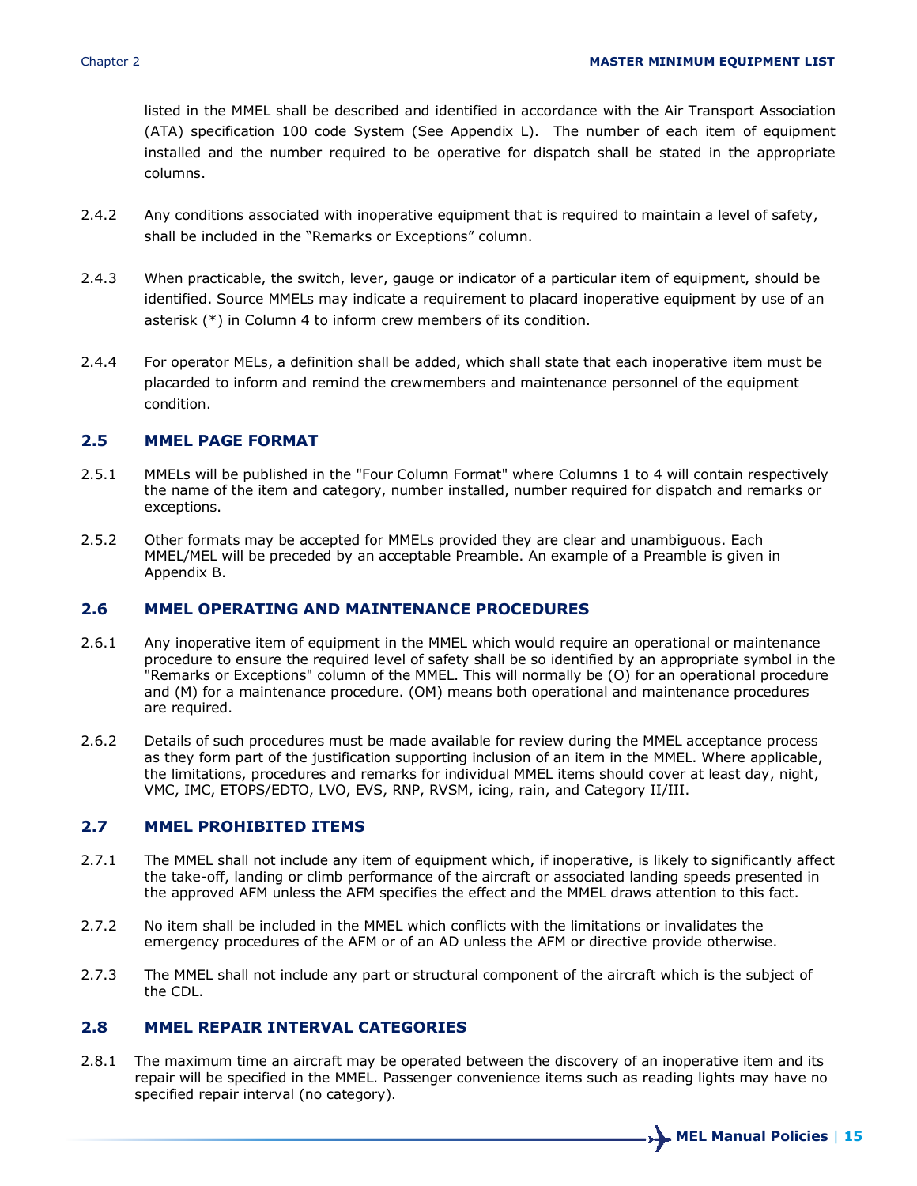listed in the MMEL shall be described and identified in accordance with the Air Transport Association (ATA) specification 100 code System (See Appendix L). The number of each item of equipment installed and the number required to be operative for dispatch shall be stated in the appropriate columns.

2.4.2 Any conditions associated with inoperative equipment that is required to maintain a level of safety, shall be included in the "Remarks or Exceptions" column.

2.4.3 When practicable, the switch, lever, gauge or indicator of a particular item of equipment, should be identified. Source MMELs may indicate a requirement to placard inoperative equipment by use of an asterisk (*) in Column 4 to inform crew members of its condition.

2.4.4 For operator MELs, a definition shall be added, which shall state that each inoperative item must be placarded to inform and remind the crewmembers and maintenance personnel of the equipment condition.

## 2.5 MMEL PAGE FORMAT

2.5.1 MMELs will be published in the "Four Column Format" where Columns 1 to 4 will contain respectively the name of the item and category, number installed, number required for dispatch and remarks or exceptions.

2.5.2 Other formats may be accepted for MMELs provided they are clear and unambiguous. Each MMEL/MEL will be preceded by an acceptable Preamble. An example of a Preamble is given in Appendix B.

## 2.6 MMEL OPERATING AND MAINTENANCE PROCEDURES

2.6.1 Any inoperative item of equipment in the MMEL which would require an operational or maintenance procedure to ensure the required level of safety shall be so identified by an appropriate symbol in the "Remarks or Exceptions" column of the MMEL. This will normally be (O) for an operational procedure and (M) for a maintenance procedure. (OM) means both operational and maintenance procedures are required.

2.6.2 Details of such procedures must be made available for review during the MMEL acceptance process as they form part of the justification supporting inclusion of an item in the MMEL. Where applicable, the limitations, procedures and remarks for individual MMEL items should cover at least day, night, VMC, IMC, ETOPS/EDTO, LVO, EVS, RNP, RVSM, icing, rain, and Category II/III.

## 2.7 MMEL PROHIBITED ITEMS

2.7.1 The MMEL shall not include any item of equipment which, if inoperative, is likely to significantly affect the take-off, landing or climb performance of the aircraft or associated landing speeds presented in the approved AFM unless the AFM specifies the effect and the MMEL draws attention to this fact.

2.7.2 No item shall be included in the MMEL which conflicts with the limitations or invalidates the emergency procedures of the AFM or of an AD unless the AFM or directive provide otherwise.

2.7.3 The MMEL shall not include any part or structural component of the aircraft which is the subject of the CDL.

## 2.8 MMEL REPAIR INTERVAL CATEGORIES

2.8.1 The maximum time an aircraft may be operated between the discovery of an inoperative item and its repair will be specified in the MMEL. Passenger convenience items such as reading lights may have no specified repair interval (no category).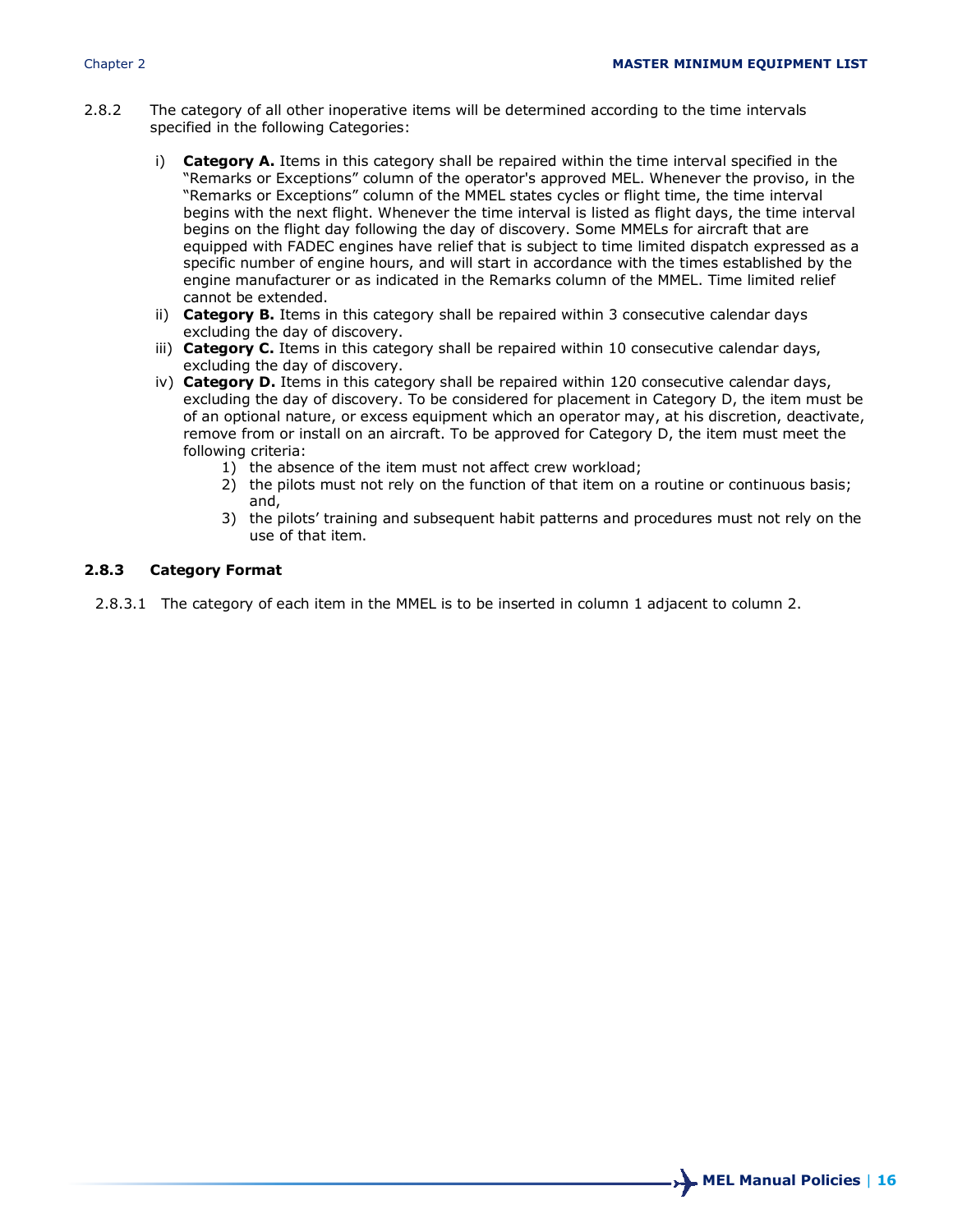2.8.2 The category of all other inoperative items will be determined according to the time intervals specified in the following Categories:

i) **Category A.** Items in this category shall be repaired within the time interval specified in the "Remarks or Exceptions" column of the operator's approved MEL. Whenever the proviso, in the "Remarks or Exceptions" column of the MMEL states cycles or flight time, the time interval begins with the next flight. Whenever the time interval is listed as flight days, the time interval begins on the flight day following the day of discovery. Some MMELs for aircraft that are equipped with FADEC engines have relief that is subject to time limited dispatch expressed as a specific number of engine hours, and will start in accordance with the times established by the engine manufacturer or as indicated in the Remarks column of the MMEL. Time limited relief cannot be extended.

ii) **Category B.** Items in this category shall be repaired within 3 consecutive calendar days excluding the day of discovery.

iii) **Category C.** Items in this category shall be repaired within 10 consecutive calendar days, excluding the day of discovery.

iv) **Category D.** Items in this category shall be repaired within 120 consecutive calendar days, excluding the day of discovery. To be considered for placement in Category D, the item must be of an optional nature, or excess equipment which an operator may, at his discretion, deactivate, remove from or install on an aircraft. To be approved for Category D, the item must meet the following criteria:

1) the absence of the item must not affect crew workload;
2) the pilots must not rely on the function of that item on a routine or continuous basis; and,
3) the pilots' training and subsequent habit patterns and procedures must not rely on the use of that item.

### 2.8.3 Category Format

2.8.3.1 The category of each item in the MMEL is to be inserted in column 1 adjacent to column 2.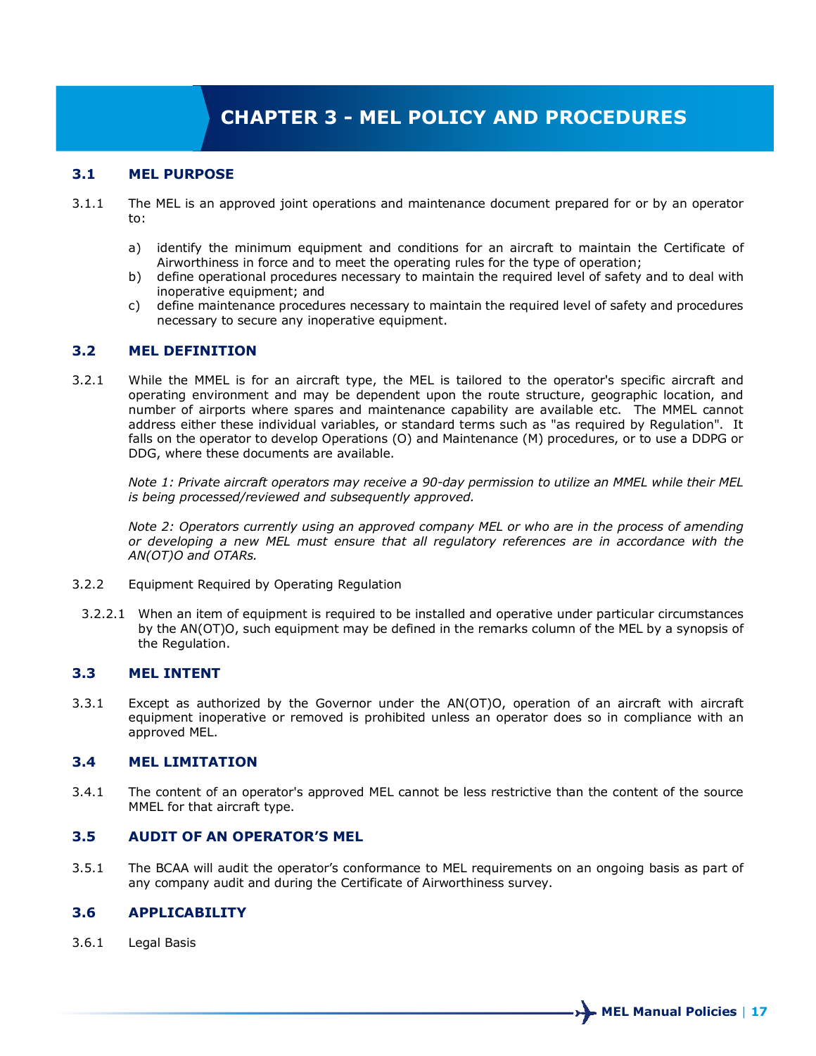# CHAPTER 3 - MEL POLICY AND PROCEDURES

## 3.1 MEL PURPOSE

3.1.1 The MEL is an approved joint operations and maintenance document prepared for or by an operator to:

a) identify the minimum equipment and conditions for an aircraft to maintain the Certificate of Airworthiness in force and to meet the operating rules for the type of operation;
b) define operational procedures necessary to maintain the required level of safety and to deal with inoperative equipment; and
c) define maintenance procedures necessary to maintain the required level of safety and procedures necessary to secure any inoperative equipment.

## 3.2 MEL DEFINITION

3.2.1 While the MMEL is for an aircraft type, the MEL is tailored to the operator's specific aircraft and operating environment and may be dependent upon the route structure, geographic location, and number of airports where spares and maintenance capability are available etc. The MMEL cannot address either these individual variables, or standard terms such as "as required by Regulation". It falls on the operator to develop Operations (O) and Maintenance (M) procedures, or to use a DDPG or DDG, where these documents are available.

*Note 1: Private aircraft operators may receive a 90-day permission to utilize an MMEL while their MEL is being processed/reviewed and subsequently approved.*

*Note 2: Operators currently using an approved company MEL or who are in the process of amending or developing a new MEL must ensure that all regulatory references are in accordance with the AN(OT)O and OTARs.*

3.2.2 Equipment Required by Operating Regulation

3.2.2.1 When an item of equipment is required to be installed and operative under particular circumstances by the AN(OT)O, such equipment may be defined in the remarks column of the MEL by a synopsis of the Regulation.

## 3.3 MEL INTENT

3.3.1 Except as authorized by the Governor under the AN(OT)O, operation of an aircraft with aircraft equipment inoperative or removed is prohibited unless an operator does so in compliance with an approved MEL.

## 3.4 MEL LIMITATION

3.4.1 The content of an operator's approved MEL cannot be less restrictive than the content of the source MMEL for that aircraft type.

## 3.5 AUDIT OF AN OPERATOR'S MEL

3.5.1 The BCAA will audit the operator's conformance to MEL requirements on an ongoing basis as part of any company audit and during the Certificate of Airworthiness survey.

## 3.6 APPLICABILITY

3.6.1 Legal Basis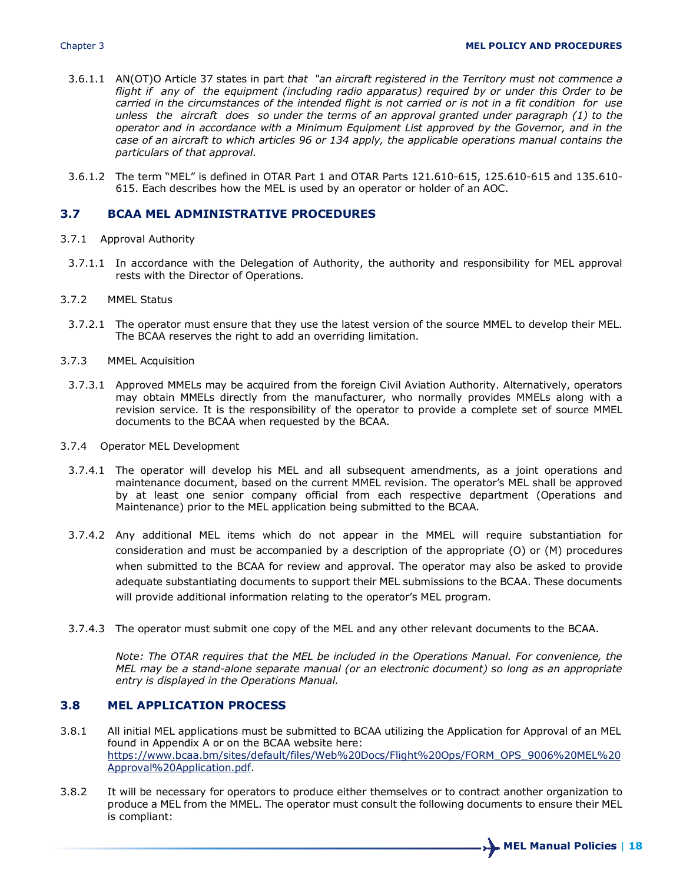3.6.1.1 AN(OT)O Article 37 states in part *that "an aircraft registered in the Territory must not commence a flight if any of the equipment (including radio apparatus) required by or under this Order to be carried in the circumstances of the intended flight is not carried or is not in a fit condition for use unless the aircraft does so under the terms of an approval granted under paragraph (1) to the operator and in accordance with a Minimum Equipment List approved by the Governor, and in the case of an aircraft to which articles 96 or 134 apply, the applicable operations manual contains the particulars of that approval.*

3.6.1.2 The term "MEL" is defined in OTAR Part 1 and OTAR Parts 121.610-615, 125.610-615 and 135.610-615. Each describes how the MEL is used by an operator or holder of an AOC.

## 3.7 BCAA MEL ADMINISTRATIVE PROCEDURES

3.7.1 Approval Authority

3.7.1.1 In accordance with the Delegation of Authority, the authority and responsibility for MEL approval rests with the Director of Operations.

3.7.2 MMEL Status

3.7.2.1 The operator must ensure that they use the latest version of the source MMEL to develop their MEL. The BCAA reserves the right to add an overriding limitation.

3.7.3 MMEL Acquisition

3.7.3.1 Approved MMELs may be acquired from the foreign Civil Aviation Authority. Alternatively, operators may obtain MMELs directly from the manufacturer, who normally provides MMELs along with a revision service. It is the responsibility of the operator to provide a complete set of source MMEL documents to the BCAA when requested by the BCAA.

3.7.4 Operator MEL Development

3.7.4.1 The operator will develop his MEL and all subsequent amendments, as a joint operations and maintenance document, based on the current MMEL revision. The operator's MEL shall be approved by at least one senior company official from each respective department (Operations and Maintenance) prior to the MEL application being submitted to the BCAA.

3.7.4.2 Any additional MEL items which do not appear in the MMEL will require substantiation for consideration and must be accompanied by a description of the appropriate (O) or (M) procedures when submitted to the BCAA for review and approval. The operator may also be asked to provide adequate substantiating documents to support their MEL submissions to the BCAA. These documents will provide additional information relating to the operator's MEL program.

3.7.4.3 The operator must submit one copy of the MEL and any other relevant documents to the BCAA.

*Note: The OTAR requires that the MEL be included in the Operations Manual. For convenience, the MEL may be a stand-alone separate manual (or an electronic document) so long as an appropriate entry is displayed in the Operations Manual.*

## 3.8 MEL APPLICATION PROCESS

3.8.1 All initial MEL applications must be submitted to BCAA utilizing the Application for Approval of an MEL found in Appendix A or on the BCAA website here: https://www.bcaa.bm/sites/default/files/Web%20Docs/Flight%20Ops/FORM_OPS_9006%20MEL%20Approval%20Application.pdf.

3.8.2 It will be necessary for operators to produce either themselves or to contract another organization to produce a MEL from the MMEL. The operator must consult the following documents to ensure their MEL is compliant: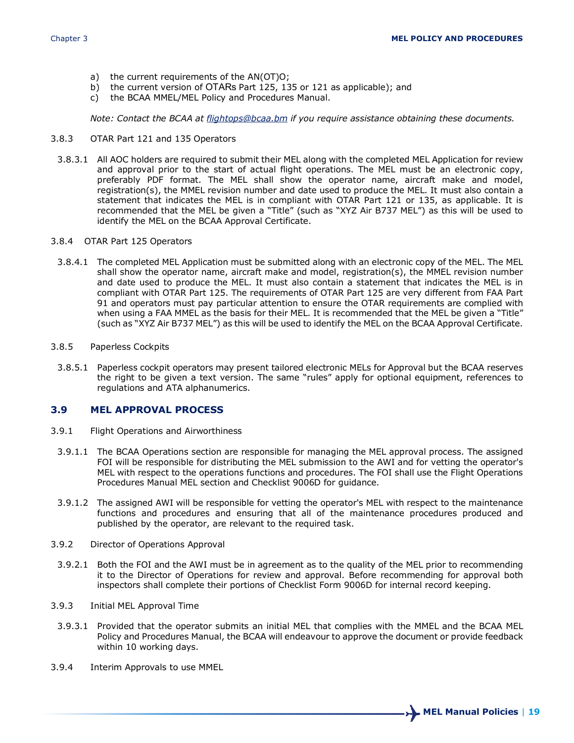a) the current requirements of the AN(OT)O;
b) the current version of OTARs Part 125, 135 or 121 as applicable); and
c) the BCAA MMEL/MEL Policy and Procedures Manual.

*Note: Contact the BCAA at [flightops@bcaa.bm](mailto:flightops@bcaa.bm) if you require assistance obtaining these documents.*

3.8.3 OTAR Part 121 and 135 Operators

3.8.3.1 All AOC holders are required to submit their MEL along with the completed MEL Application for review and approval prior to the start of actual flight operations. The MEL must be an electronic copy, preferably PDF format. The MEL shall show the operator name, aircraft make and model, registration(s), the MMEL revision number and date used to produce the MEL. It must also contain a statement that indicates the MEL is in compliant with OTAR Part 121 or 135, as applicable. It is recommended that the MEL be given a "Title" (such as "XYZ Air B737 MEL") as this will be used to identify the MEL on the BCAA Approval Certificate.

3.8.4 OTAR Part 125 Operators

3.8.4.1 The completed MEL Application must be submitted along with an electronic copy of the MEL. The MEL shall show the operator name, aircraft make and model, registration(s), the MMEL revision number and date used to produce the MEL. It must also contain a statement that indicates the MEL is in compliant with OTAR Part 125. The requirements of OTAR Part 125 are very different from FAA Part 91 and operators must pay particular attention to ensure the OTAR requirements are complied with when using a FAA MMEL as the basis for their MEL. It is recommended that the MEL be given a "Title" (such as "XYZ Air B737 MEL") as this will be used to identify the MEL on the BCAA Approval Certificate.

3.8.5 Paperless Cockpits

3.8.5.1 Paperless cockpit operators may present tailored electronic MELs for Approval but the BCAA reserves the right to be given a text version. The same "rules" apply for optional equipment, references to regulations and ATA alphanumerics.

## 3.9 MEL APPROVAL PROCESS

3.9.1 Flight Operations and Airworthiness

3.9.1.1 The BCAA Operations section are responsible for managing the MEL approval process. The assigned FOI will be responsible for distributing the MEL submission to the AWI and for vetting the operator's MEL with respect to the operations functions and procedures. The FOI shall use the Flight Operations Procedures Manual MEL section and Checklist 9006D for guidance.

3.9.1.2 The assigned AWI will be responsible for vetting the operator's MEL with respect to the maintenance functions and procedures and ensuring that all of the maintenance procedures produced and published by the operator, are relevant to the required task.

3.9.2 Director of Operations Approval

3.9.2.1 Both the FOI and the AWI must be in agreement as to the quality of the MEL prior to recommending it to the Director of Operations for review and approval. Before recommending for approval both inspectors shall complete their portions of Checklist Form 9006D for internal record keeping.

3.9.3 Initial MEL Approval Time

3.9.3.1 Provided that the operator submits an initial MEL that complies with the MMEL and the BCAA MEL Policy and Procedures Manual, the BCAA will endeavour to approve the document or provide feedback within 10 working days.

3.9.4 Interim Approvals to use MMEL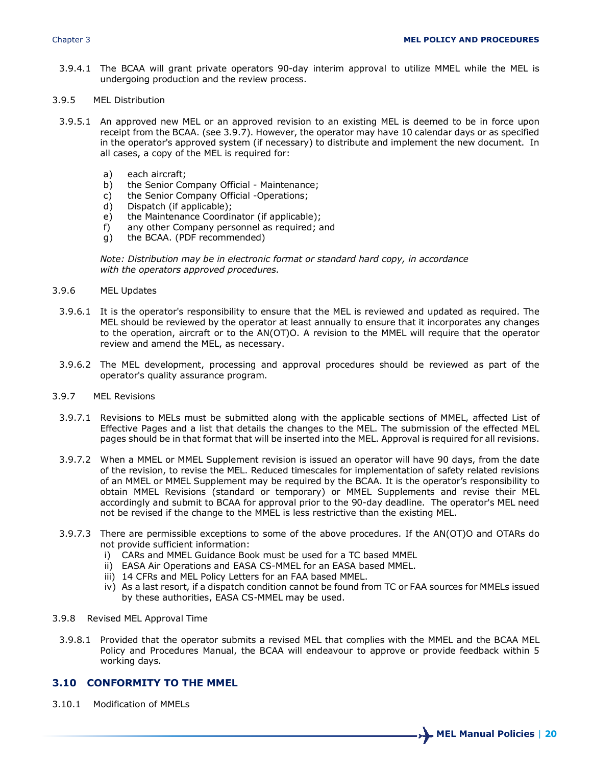3.9.4.1 The BCAA will grant private operators 90-day interim approval to utilize MMEL while the MEL is undergoing production and the review process.

3.9.5 MEL Distribution

3.9.5.1 An approved new MEL or an approved revision to an existing MEL is deemed to be in force upon receipt from the BCAA. (see 3.9.7). However, the operator may have 10 calendar days or as specified in the operator's approved system (if necessary) to distribute and implement the new document. In all cases, a copy of the MEL is required for:

a) each aircraft;
b) the Senior Company Official - Maintenance;
c) the Senior Company Official -Operations;
d) Dispatch (if applicable);
e) the Maintenance Coordinator (if applicable);
f) any other Company personnel as required; and
g) the BCAA. (PDF recommended)

*Note: Distribution may be in electronic format or standard hard copy, in accordance with the operators approved procedures.*

3.9.6 MEL Updates

3.9.6.1 It is the operator's responsibility to ensure that the MEL is reviewed and updated as required. The MEL should be reviewed by the operator at least annually to ensure that it incorporates any changes to the operation, aircraft or to the AN(OT)O. A revision to the MMEL will require that the operator review and amend the MEL, as necessary.

3.9.6.2 The MEL development, processing and approval procedures should be reviewed as part of the operator's quality assurance program.

3.9.7 MEL Revisions

3.9.7.1 Revisions to MELs must be submitted along with the applicable sections of MMEL, affected List of Effective Pages and a list that details the changes to the MEL. The submission of the effected MEL pages should be in that format that will be inserted into the MEL. Approval is required for all revisions.

3.9.7.2 When a MMEL or MMEL Supplement revision is issued an operator will have 90 days, from the date of the revision, to revise the MEL. Reduced timescales for implementation of safety related revisions of an MMEL or MMEL Supplement may be required by the BCAA. It is the operator's responsibility to obtain MMEL Revisions (standard or temporary) or MMEL Supplements and revise their MEL accordingly and submit to BCAA for approval prior to the 90-day deadline. The operator's MEL need not be revised if the change to the MMEL is less restrictive than the existing MEL.

3.9.7.3 There are permissible exceptions to some of the above procedures. If the AN(OT)O and OTARs do not provide sufficient information:

i) CARs and MMEL Guidance Book must be used for a TC based MMEL
ii) EASA Air Operations and EASA CS-MMEL for an EASA based MMEL.
iii) 14 CFRs and MEL Policy Letters for an FAA based MMEL.
iv) As a last resort, if a dispatch condition cannot be found from TC or FAA sources for MMELs issued by these authorities, EASA CS-MMEL may be used.

3.9.8 Revised MEL Approval Time

3.9.8.1 Provided that the operator submits a revised MEL that complies with the MMEL and the BCAA MEL Policy and Procedures Manual, the BCAA will endeavour to approve or provide feedback within 5 working days.

## 3.10 CONFORMITY TO THE MMEL

3.10.1 Modification of MMELs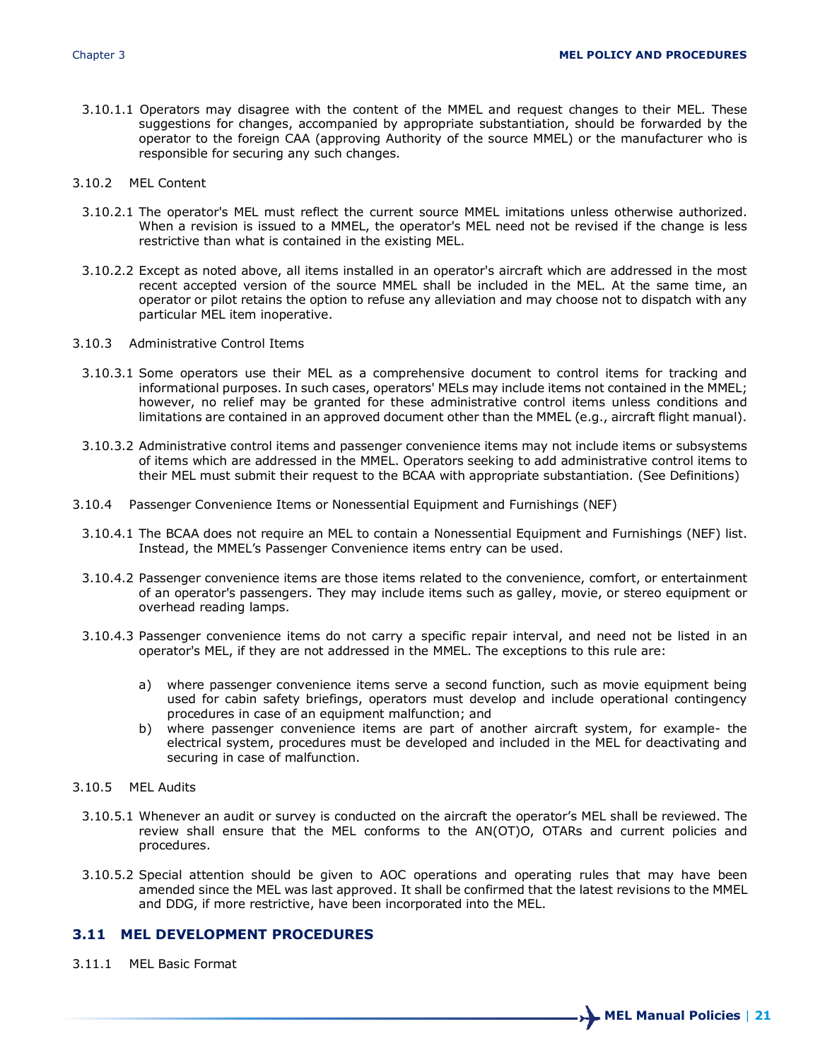3.10.1.1 Operators may disagree with the content of the MMEL and request changes to their MEL. These suggestions for changes, accompanied by appropriate substantiation, should be forwarded by the operator to the foreign CAA (approving Authority of the source MMEL) or the manufacturer who is responsible for securing any such changes.

3.10.2 MEL Content

3.10.2.1 The operator's MEL must reflect the current source MMEL imitations unless otherwise authorized. When a revision is issued to a MMEL, the operator's MEL need not be revised if the change is less restrictive than what is contained in the existing MEL.

3.10.2.2 Except as noted above, all items installed in an operator's aircraft which are addressed in the most recent accepted version of the source MMEL shall be included in the MEL. At the same time, an operator or pilot retains the option to refuse any alleviation and may choose not to dispatch with any particular MEL item inoperative.

3.10.3 Administrative Control Items

3.10.3.1 Some operators use their MEL as a comprehensive document to control items for tracking and informational purposes. In such cases, operators' MELs may include items not contained in the MMEL; however, no relief may be granted for these administrative control items unless conditions and limitations are contained in an approved document other than the MMEL (e.g., aircraft flight manual).

3.10.3.2 Administrative control items and passenger convenience items may not include items or subsystems of items which are addressed in the MMEL. Operators seeking to add administrative control items to their MEL must submit their request to the BCAA with appropriate substantiation. (See Definitions)

3.10.4 Passenger Convenience Items or Nonessential Equipment and Furnishings (NEF)

3.10.4.1 The BCAA does not require an MEL to contain a Nonessential Equipment and Furnishings (NEF) list. Instead, the MMEL's Passenger Convenience items entry can be used.

3.10.4.2 Passenger convenience items are those items related to the convenience, comfort, or entertainment of an operator's passengers. They may include items such as galley, movie, or stereo equipment or overhead reading lamps.

3.10.4.3 Passenger convenience items do not carry a specific repair interval, and need not be listed in an operator's MEL, if they are not addressed in the MMEL. The exceptions to this rule are:

a) where passenger convenience items serve a second function, such as movie equipment being used for cabin safety briefings, operators must develop and include operational contingency procedures in case of an equipment malfunction; and
b) where passenger convenience items are part of another aircraft system, for example- the electrical system, procedures must be developed and included in the MEL for deactivating and securing in case of malfunction.

3.10.5 MEL Audits

3.10.5.1 Whenever an audit or survey is conducted on the aircraft the operator's MEL shall be reviewed. The review shall ensure that the MEL conforms to the AN(OT)O, OTARs and current policies and procedures.

3.10.5.2 Special attention should be given to AOC operations and operating rules that may have been amended since the MEL was last approved. It shall be confirmed that the latest revisions to the MMEL and DDG, if more restrictive, have been incorporated into the MEL.

## 3.11 MEL DEVELOPMENT PROCEDURES

3.11.1 MEL Basic Format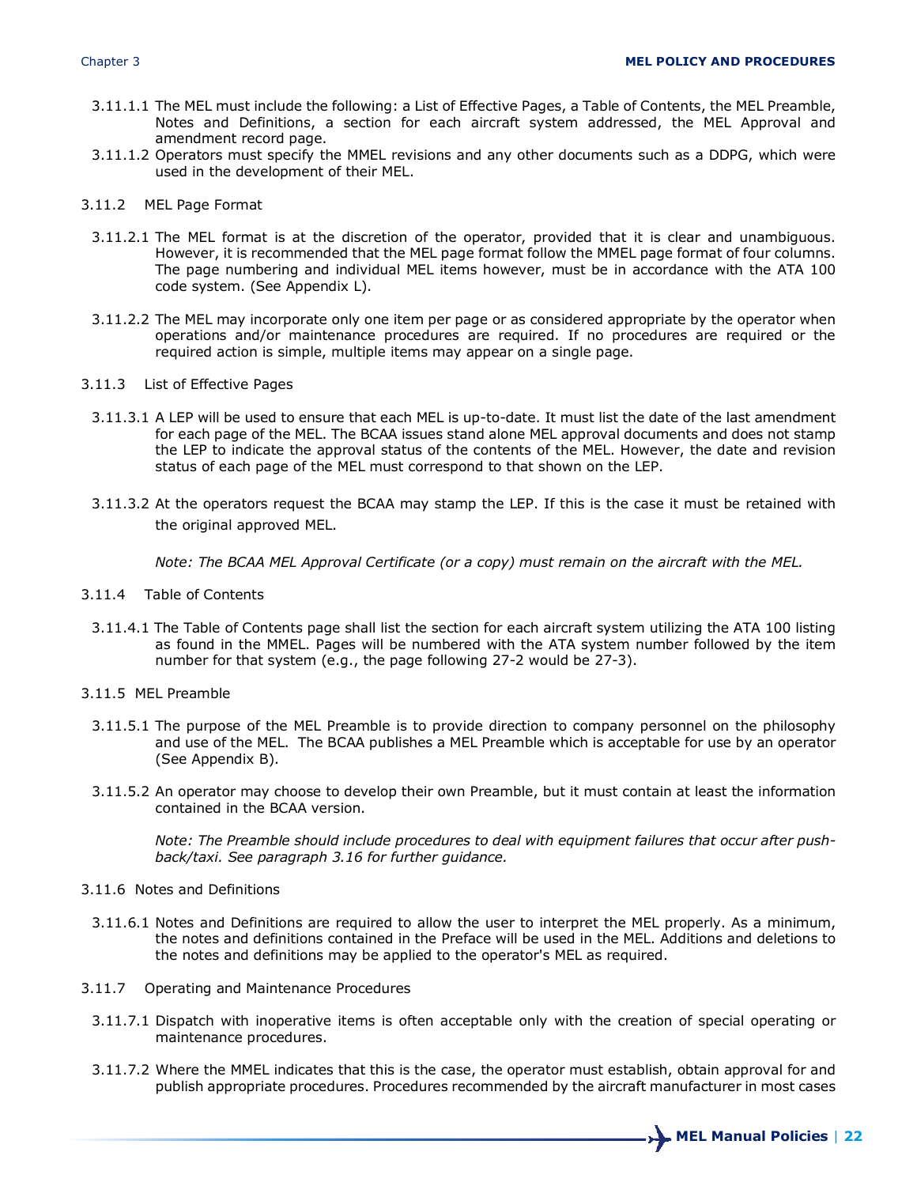3.11.1.1 The MEL must include the following: a List of Effective Pages, a Table of Contents, the MEL Preamble, Notes and Definitions, a section for each aircraft system addressed, the MEL Approval and amendment record page.

3.11.1.2 Operators must specify the MMEL revisions and any other documents such as a DDPG, which were used in the development of their MEL.

### 3.11.2 MEL Page Format

3.11.2.1 The MEL format is at the discretion of the operator, provided that it is clear and unambiguous. However, it is recommended that the MEL page format follow the MMEL page format of four columns. The page numbering and individual MEL items however, must be in accordance with the ATA 100 code system. (See Appendix L).

3.11.2.2 The MEL may incorporate only one item per page or as considered appropriate by the operator when operations and/or maintenance procedures are required. If no procedures are required or the required action is simple, multiple items may appear on a single page.

### 3.11.3 List of Effective Pages

3.11.3.1 A LEP will be used to ensure that each MEL is up-to-date. It must list the date of the last amendment for each page of the MEL. The BCAA issues stand alone MEL approval documents and does not stamp the LEP to indicate the approval status of the contents of the MEL. However, the date and revision status of each page of the MEL must correspond to that shown on the LEP.

3.11.3.2 At the operators request the BCAA may stamp the LEP. If this is the case it must be retained with the original approved MEL.

*Note: The BCAA MEL Approval Certificate (or a copy) must remain on the aircraft with the MEL.*

### 3.11.4 Table of Contents

3.11.4.1 The Table of Contents page shall list the section for each aircraft system utilizing the ATA 100 listing as found in the MMEL. Pages will be numbered with the ATA system number followed by the item number for that system (e.g., the page following 27-2 would be 27-3).

### 3.11.5 MEL Preamble

3.11.5.1 The purpose of the MEL Preamble is to provide direction to company personnel on the philosophy and use of the MEL. The BCAA publishes a MEL Preamble which is acceptable for use by an operator (See Appendix B).

3.11.5.2 An operator may choose to develop their own Preamble, but it must contain at least the information contained in the BCAA version.

*Note: The Preamble should include procedures to deal with equipment failures that occur after push-back/taxi. See paragraph 3.16 for further guidance.*

### 3.11.6 Notes and Definitions

3.11.6.1 Notes and Definitions are required to allow the user to interpret the MEL properly. As a minimum, the notes and definitions contained in the Preface will be used in the MEL. Additions and deletions to the notes and definitions may be applied to the operator's MEL as required.

### 3.11.7 Operating and Maintenance Procedures

3.11.7.1 Dispatch with inoperative items is often acceptable only with the creation of special operating or maintenance procedures.

3.11.7.2 Where the MMEL indicates that this is the case, the operator must establish, obtain approval for and publish appropriate procedures. Procedures recommended by the aircraft manufacturer in most cases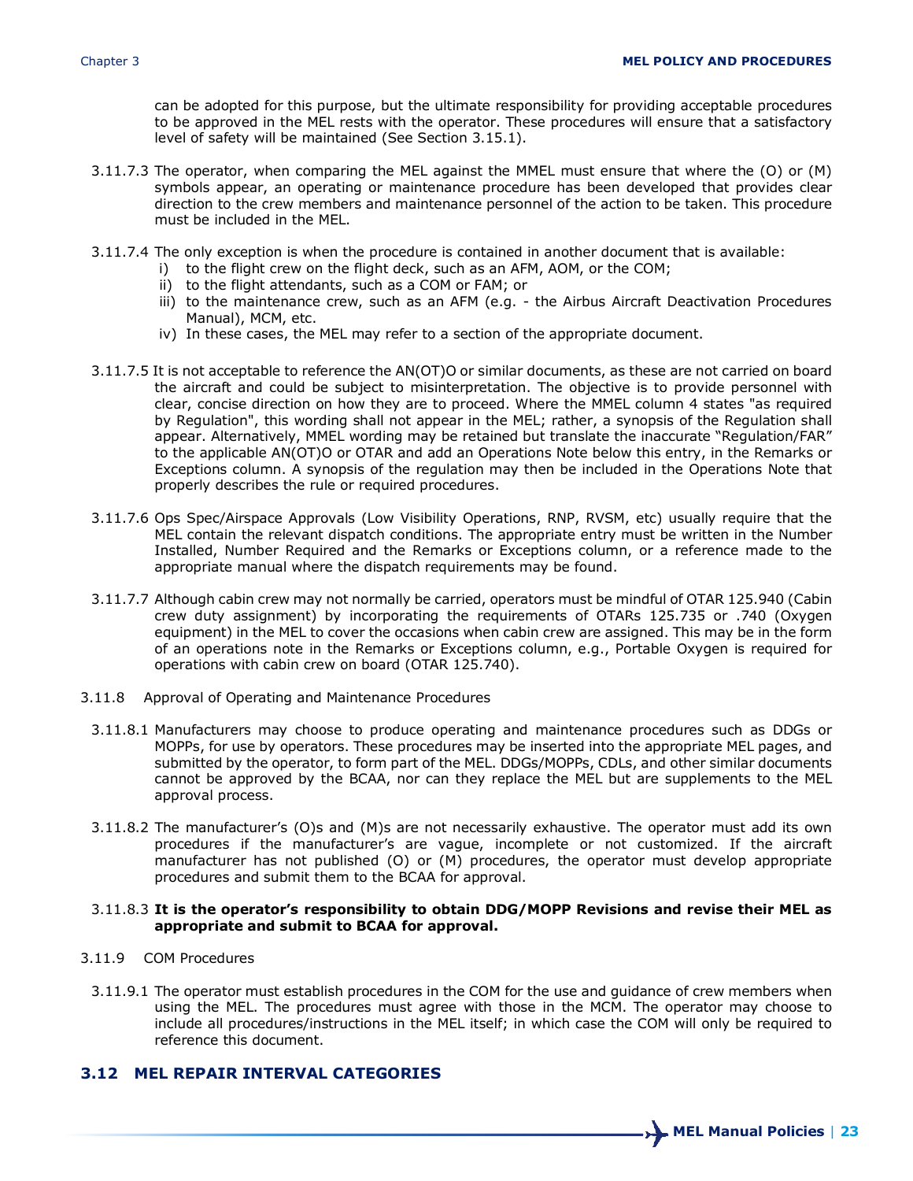can be adopted for this purpose, but the ultimate responsibility for providing acceptable procedures to be approved in the MEL rests with the operator. These procedures will ensure that a satisfactory level of safety will be maintained (See Section 3.15.1).

3.11.7.3 The operator, when comparing the MEL against the MMEL must ensure that where the (O) or (M) symbols appear, an operating or maintenance procedure has been developed that provides clear direction to the crew members and maintenance personnel of the action to be taken. This procedure must be included in the MEL.

3.11.7.4 The only exception is when the procedure is contained in another document that is available:

- i) to the flight crew on the flight deck, such as an AFM, AOM, or the COM;
- ii) to the flight attendants, such as a COM or FAM; or
- iii) to the maintenance crew, such as an AFM (e.g. - the Airbus Aircraft Deactivation Procedures Manual), MCM, etc.
- iv) In these cases, the MEL may refer to a section of the appropriate document.

3.11.7.5 It is not acceptable to reference the AN(OT)O or similar documents, as these are not carried on board the aircraft and could be subject to misinterpretation. The objective is to provide personnel with clear, concise direction on how they are to proceed. Where the MMEL column 4 states "as required by Regulation", this wording shall not appear in the MEL; rather, a synopsis of the Regulation shall appear. Alternatively, MMEL wording may be retained but translate the inaccurate "Regulation/FAR" to the applicable AN(OT)O or OTAR and add an Operations Note below this entry, in the Remarks or Exceptions column. A synopsis of the regulation may then be included in the Operations Note that properly describes the rule or required procedures.

3.11.7.6 Ops Spec/Airspace Approvals (Low Visibility Operations, RNP, RVSM, etc) usually require that the MEL contain the relevant dispatch conditions. The appropriate entry must be written in the Number Installed, Number Required and the Remarks or Exceptions column, or a reference made to the appropriate manual where the dispatch requirements may be found.

3.11.7.7 Although cabin crew may not normally be carried, operators must be mindful of OTAR 125.940 (Cabin crew duty assignment) by incorporating the requirements of OTARs 125.735 or .740 (Oxygen equipment) in the MEL to cover the occasions when cabin crew are assigned. This may be in the form of an operations note in the Remarks or Exceptions column, e.g., Portable Oxygen is required for operations with cabin crew on board (OTAR 125.740).

3.11.8 Approval of Operating and Maintenance Procedures

3.11.8.1 Manufacturers may choose to produce operating and maintenance procedures such as DDGs or MOPPs, for use by operators. These procedures may be inserted into the appropriate MEL pages, and submitted by the operator, to form part of the MEL. DDGs/MOPPs, CDLs, and other similar documents cannot be approved by the BCAA, nor can they replace the MEL but are supplements to the MEL approval process.

3.11.8.2 The manufacturer's (O)s and (M)s are not necessarily exhaustive. The operator must add its own procedures if the manufacturer's are vague, incomplete or not customized. If the aircraft manufacturer has not published (O) or (M) procedures, the operator must develop appropriate procedures and submit them to the BCAA for approval.

3.11.8.3 **It is the operator's responsibility to obtain DDG/MOPP Revisions and revise their MEL as appropriate and submit to BCAA for approval.**

3.11.9 COM Procedures

3.11.9.1 The operator must establish procedures in the COM for the use and guidance of crew members when using the MEL. The procedures must agree with those in the MCM. The operator may choose to include all procedures/instructions in the MEL itself; in which case the COM will only be required to reference this document.

## 3.12 MEL REPAIR INTERVAL CATEGORIES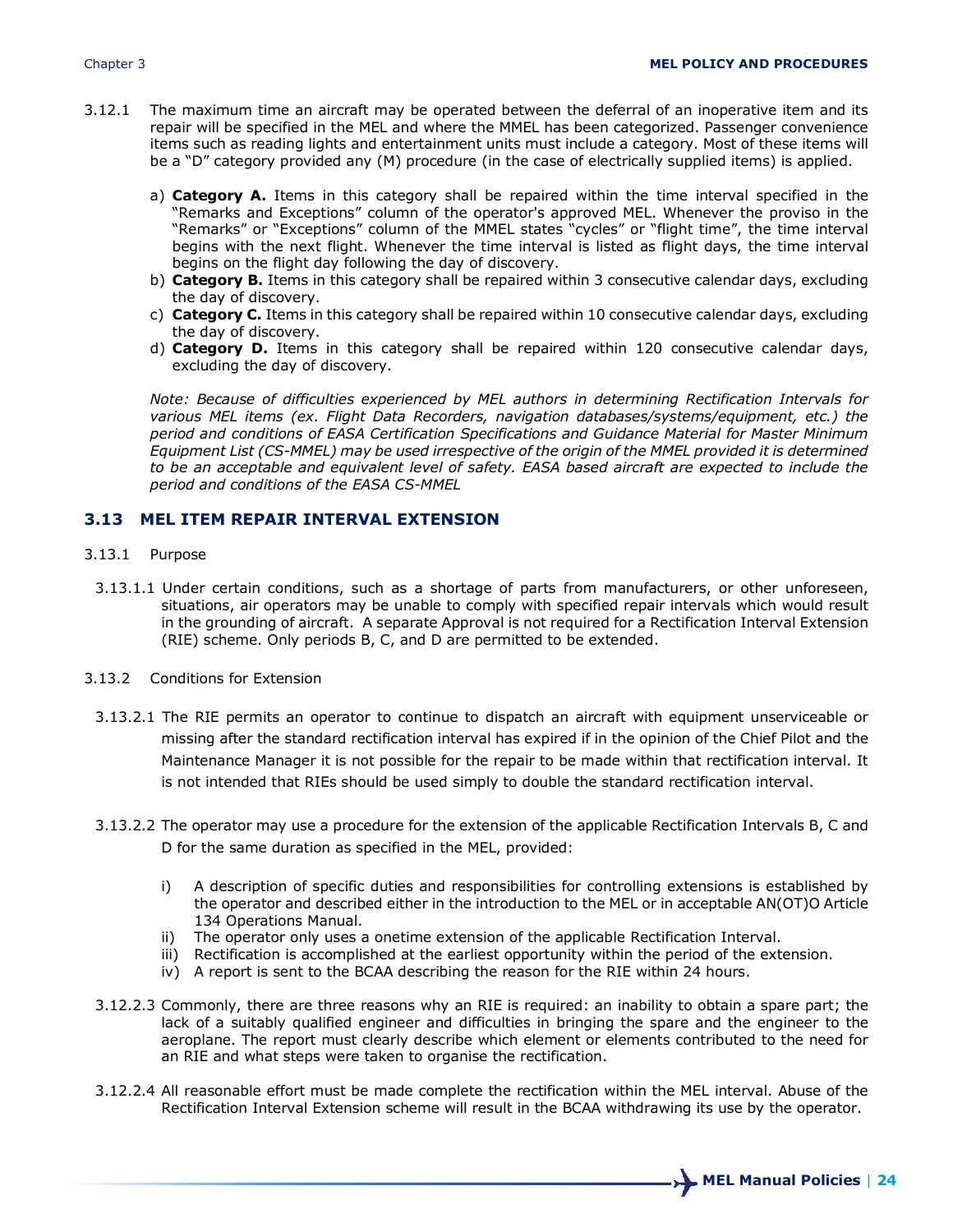3.12.1 The maximum time an aircraft may be operated between the deferral of an inoperative item and its repair will be specified in the MEL and where the MMEL has been categorized. Passenger convenience items such as reading lights and entertainment units must include a category. Most of these items will be a "D" category provided any (M) procedure (in the case of electrically supplied items) is applied.

a) **Category A.** Items in this category shall be repaired within the time interval specified in the "Remarks and Exceptions" column of the operator's approved MEL. Whenever the proviso in the "Remarks" or "Exceptions" column of the MMEL states "cycles" or "flight time", the time interval begins with the next flight. Whenever the time interval is listed as flight days, the time interval begins on the flight day following the day of discovery.
b) **Category B.** Items in this category shall be repaired within 3 consecutive calendar days, excluding the day of discovery.
c) **Category C.** Items in this category shall be repaired within 10 consecutive calendar days, excluding the day of discovery.
d) **Category D.** Items in this category shall be repaired within 120 consecutive calendar days, excluding the day of discovery.

*Note: Because of difficulties experienced by MEL authors in determining Rectification Intervals for various MEL items (ex. Flight Data Recorders, navigation databases/systems/equipment, etc.) the period and conditions of EASA Certification Specifications and Guidance Material for Master Minimum Equipment List (CS-MMEL) may be used irrespective of the origin of the MMEL provided it is determined to be an acceptable and equivalent level of safety. EASA based aircraft are expected to include the period and conditions of the EASA CS-MMEL*

## 3.13 MEL ITEM REPAIR INTERVAL EXTENSION

3.13.1 Purpose

3.13.1.1 Under certain conditions, such as a shortage of parts from manufacturers, or other unforeseen, situations, air operators may be unable to comply with specified repair intervals which would result in the grounding of aircraft. A separate Approval is not required for a Rectification Interval Extension (RIE) scheme. Only periods B, C, and D are permitted to be extended.

3.13.2 Conditions for Extension

3.13.2.1 The RIE permits an operator to continue to dispatch an aircraft with equipment unserviceable or missing after the standard rectification interval has expired if in the opinion of the Chief Pilot and the Maintenance Manager it is not possible for the repair to be made within that rectification interval. It is not intended that RIEs should be used simply to double the standard rectification interval.

3.13.2.2 The operator may use a procedure for the extension of the applicable Rectification Intervals B, C and D for the same duration as specified in the MEL, provided:

i) A description of specific duties and responsibilities for controlling extensions is established by the operator and described either in the introduction to the MEL or in acceptable AN(OT)O Article 134 Operations Manual.
ii) The operator only uses a onetime extension of the applicable Rectification Interval.
iii) Rectification is accomplished at the earliest opportunity within the period of the extension.
iv) A report is sent to the BCAA describing the reason for the RIE within 24 hours.

3.12.2.3 Commonly, there are three reasons why an RIE is required: an inability to obtain a spare part; the lack of a suitably qualified engineer and difficulties in bringing the spare and the engineer to the aeroplane. The report must clearly describe which element or elements contributed to the need for an RIE and what steps were taken to organise the rectification.

3.12.2.4 All reasonable effort must be made complete the rectification within the MEL interval. Abuse of the Rectification Interval Extension scheme will result in the BCAA withdrawing its use by the operator.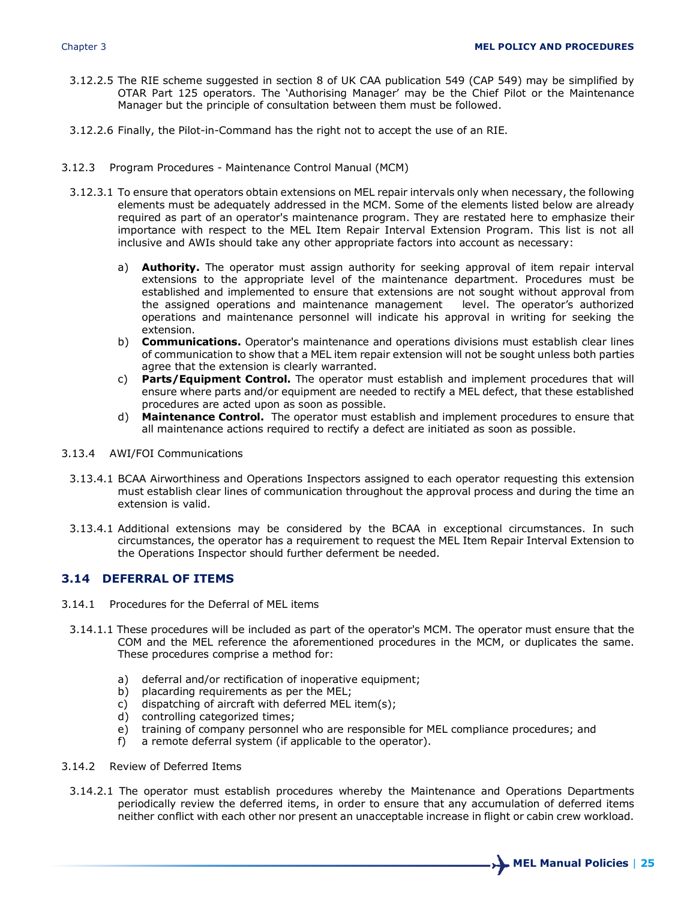3.12.2.5 The RIE scheme suggested in section 8 of UK CAA publication 549 (CAP 549) may be simplified by OTAR Part 125 operators. The 'Authorising Manager' may be the Chief Pilot or the Maintenance Manager but the principle of consultation between them must be followed.

3.12.2.6 Finally, the Pilot-in-Command has the right not to accept the use of an RIE.

3.12.3 Program Procedures - Maintenance Control Manual (MCM)

3.12.3.1 To ensure that operators obtain extensions on MEL repair intervals only when necessary, the following elements must be adequately addressed in the MCM. Some of the elements listed below are already required as part of an operator's maintenance program. They are restated here to emphasize their importance with respect to the MEL Item Repair Interval Extension Program. This list is not all inclusive and AWIs should take any other appropriate factors into account as necessary:

a) **Authority.** The operator must assign authority for seeking approval of item repair interval extensions to the appropriate level of the maintenance department. Procedures must be established and implemented to ensure that extensions are not sought without approval from the assigned operations and maintenance management level. The operator's authorized operations and maintenance personnel will indicate his approval in writing for seeking the extension.
b) **Communications.** Operator's maintenance and operations divisions must establish clear lines of communication to show that a MEL item repair extension will not be sought unless both parties agree that the extension is clearly warranted.
c) **Parts/Equipment Control.** The operator must establish and implement procedures that will ensure where parts and/or equipment are needed to rectify a MEL defect, that these established procedures are acted upon as soon as possible.
d) **Maintenance Control.** The operator must establish and implement procedures to ensure that all maintenance actions required to rectify a defect are initiated as soon as possible.

3.13.4 AWI/FOI Communications

3.13.4.1 BCAA Airworthiness and Operations Inspectors assigned to each operator requesting this extension must establish clear lines of communication throughout the approval process and during the time an extension is valid.

3.13.4.1 Additional extensions may be considered by the BCAA in exceptional circumstances. In such circumstances, the operator has a requirement to request the MEL Item Repair Interval Extension to the Operations Inspector should further deferment be needed.

## 3.14 DEFERRAL OF ITEMS

3.14.1 Procedures for the Deferral of MEL items

3.14.1.1 These procedures will be included as part of the operator's MCM. The operator must ensure that the COM and the MEL reference the aforementioned procedures in the MCM, or duplicates the same. These procedures comprise a method for:

a) deferral and/or rectification of inoperative equipment;
b) placarding requirements as per the MEL;
c) dispatching of aircraft with deferred MEL item(s);
d) controlling categorized times;
e) training of company personnel who are responsible for MEL compliance procedures; and
f) a remote deferral system (if applicable to the operator).

3.14.2 Review of Deferred Items

3.14.2.1 The operator must establish procedures whereby the Maintenance and Operations Departments periodically review the deferred items, in order to ensure that any accumulation of deferred items neither conflict with each other nor present an unacceptable increase in flight or cabin crew workload.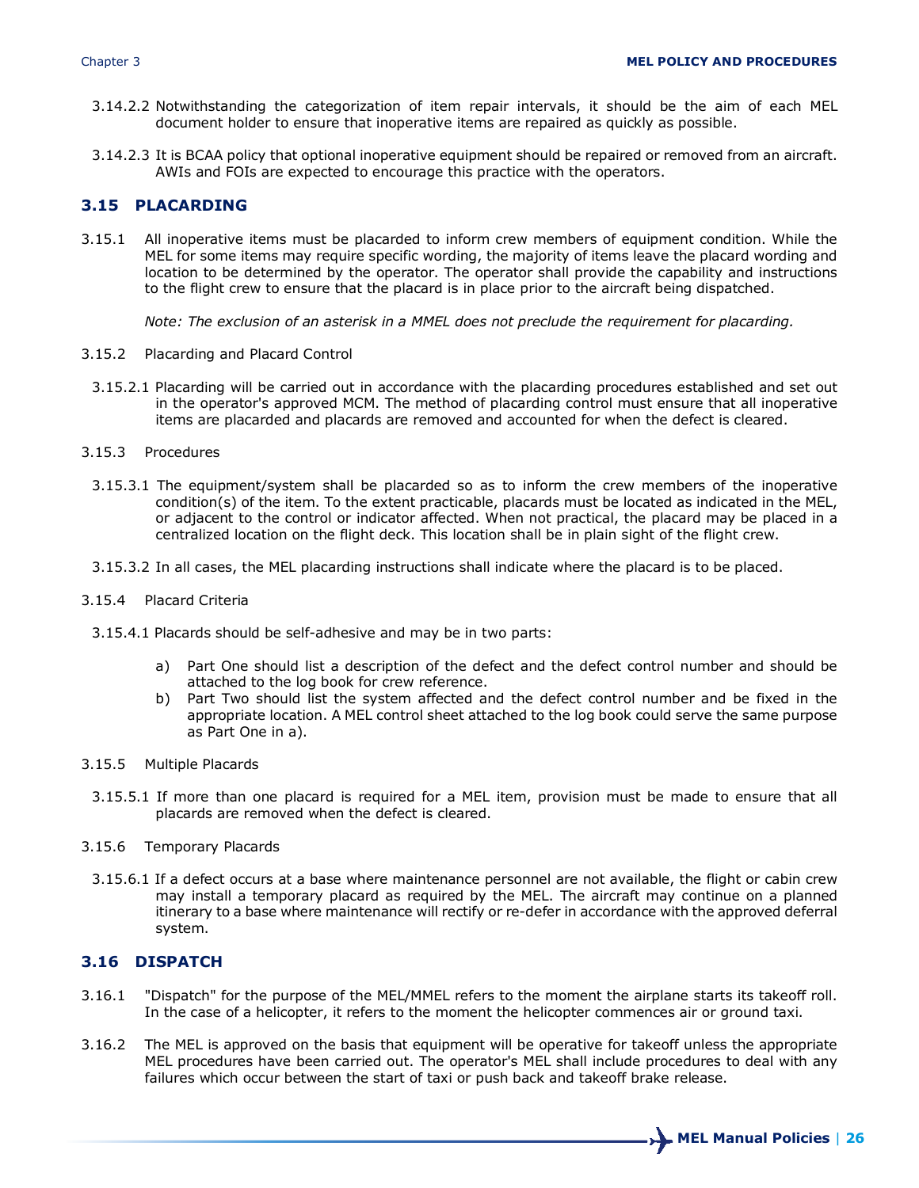3.14.2.2 Notwithstanding the categorization of item repair intervals, it should be the aim of each MEL document holder to ensure that inoperative items are repaired as quickly as possible.

3.14.2.3 It is BCAA policy that optional inoperative equipment should be repaired or removed from an aircraft. AWIs and FOIs are expected to encourage this practice with the operators.

## 3.15 PLACARDING

3.15.1 All inoperative items must be placarded to inform crew members of equipment condition. While the MEL for some items may require specific wording, the majority of items leave the placard wording and location to be determined by the operator. The operator shall provide the capability and instructions to the flight crew to ensure that the placard is in place prior to the aircraft being dispatched.

*Note: The exclusion of an asterisk in a MMEL does not preclude the requirement for placarding.*

3.15.2 Placarding and Placard Control

3.15.2.1 Placarding will be carried out in accordance with the placarding procedures established and set out in the operator's approved MCM. The method of placarding control must ensure that all inoperative items are placarded and placards are removed and accounted for when the defect is cleared.

3.15.3 Procedures

3.15.3.1 The equipment/system shall be placarded so as to inform the crew members of the inoperative condition(s) of the item. To the extent practicable, placards must be located as indicated in the MEL, or adjacent to the control or indicator affected. When not practical, the placard may be placed in a centralized location on the flight deck. This location shall be in plain sight of the flight crew.

3.15.3.2 In all cases, the MEL placarding instructions shall indicate where the placard is to be placed.

3.15.4 Placard Criteria

3.15.4.1 Placards should be self-adhesive and may be in two parts:

a) Part One should list a description of the defect and the defect control number and should be attached to the log book for crew reference.
b) Part Two should list the system affected and the defect control number and be fixed in the appropriate location. A MEL control sheet attached to the log book could serve the same purpose as Part One in a).

3.15.5 Multiple Placards

3.15.5.1 If more than one placard is required for a MEL item, provision must be made to ensure that all placards are removed when the defect is cleared.

3.15.6 Temporary Placards

3.15.6.1 If a defect occurs at a base where maintenance personnel are not available, the flight or cabin crew may install a temporary placard as required by the MEL. The aircraft may continue on a planned itinerary to a base where maintenance will rectify or re-defer in accordance with the approved deferral system.

## 3.16 DISPATCH

3.16.1 "Dispatch" for the purpose of the MEL/MMEL refers to the moment the airplane starts its takeoff roll. In the case of a helicopter, it refers to the moment the helicopter commences air or ground taxi.

3.16.2 The MEL is approved on the basis that equipment will be operative for takeoff unless the appropriate MEL procedures have been carried out. The operator's MEL shall include procedures to deal with any failures which occur between the start of taxi or push back and takeoff brake release.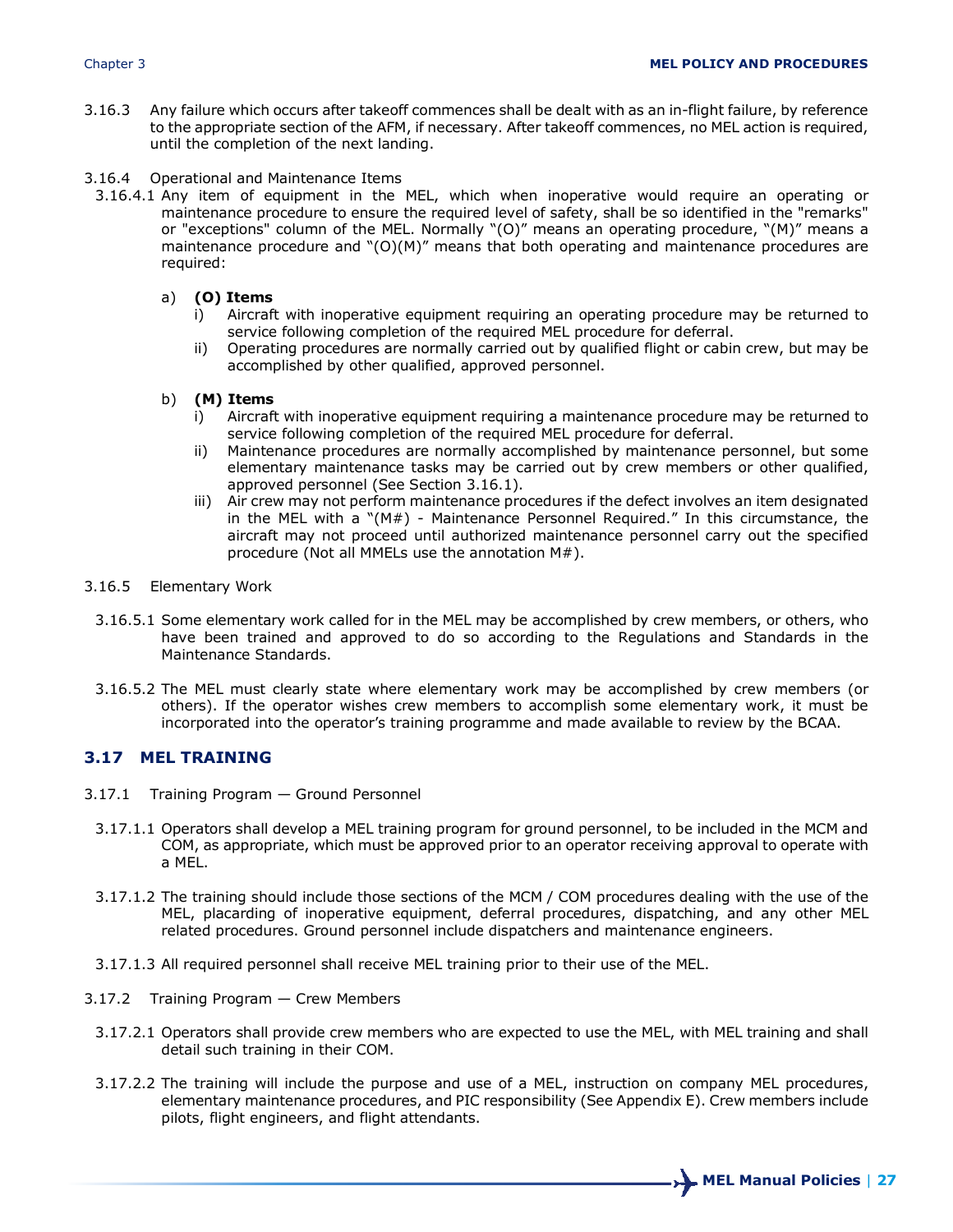3.16.3 Any failure which occurs after takeoff commences shall be dealt with as an in-flight failure, by reference to the appropriate section of the AFM, if necessary. After takeoff commences, no MEL action is required, until the completion of the next landing.

3.16.4 Operational and Maintenance Items

3.16.4.1 Any item of equipment in the MEL, which when inoperative would require an operating or maintenance procedure to ensure the required level of safety, shall be so identified in the "remarks" or "exceptions" column of the MEL. Normally "(O)" means an operating procedure, "(M)" means a maintenance procedure and "(O)(M)" means that both operating and maintenance procedures are required:

a) **(O) Items**
   - i) Aircraft with inoperative equipment requiring an operating procedure may be returned to service following completion of the required MEL procedure for deferral.
   - ii) Operating procedures are normally carried out by qualified flight or cabin crew, but may be accomplished by other qualified, approved personnel.

b) **(M) Items**
   - i) Aircraft with inoperative equipment requiring a maintenance procedure may be returned to service following completion of the required MEL procedure for deferral.
   - ii) Maintenance procedures are normally accomplished by maintenance personnel, but some elementary maintenance tasks may be carried out by crew members or other qualified, approved personnel (See Section 3.16.1).
   - iii) Air crew may not perform maintenance procedures if the defect involves an item designated in the MEL with a "(M#) - Maintenance Personnel Required." In this circumstance, the aircraft may not proceed until authorized maintenance personnel carry out the specified procedure (Not all MMELs use the annotation M#).

3.16.5 Elementary Work

3.16.5.1 Some elementary work called for in the MEL may be accomplished by crew members, or others, who have been trained and approved to do so according to the Regulations and Standards in the Maintenance Standards.

3.16.5.2 The MEL must clearly state where elementary work may be accomplished by crew members (or others). If the operator wishes crew members to accomplish some elementary work, it must be incorporated into the operator's training programme and made available to review by the BCAA.

## 3.17 MEL TRAINING

3.17.1 Training Program — Ground Personnel

3.17.1.1 Operators shall develop a MEL training program for ground personnel, to be included in the MCM and COM, as appropriate, which must be approved prior to an operator receiving approval to operate with a MEL.

3.17.1.2 The training should include those sections of the MCM / COM procedures dealing with the use of the MEL, placarding of inoperative equipment, deferral procedures, dispatching, and any other MEL related procedures. Ground personnel include dispatchers and maintenance engineers.

3.17.1.3 All required personnel shall receive MEL training prior to their use of the MEL.

3.17.2 Training Program — Crew Members

3.17.2.1 Operators shall provide crew members who are expected to use the MEL, with MEL training and shall detail such training in their COM.

3.17.2.2 The training will include the purpose and use of a MEL, instruction on company MEL procedures, elementary maintenance procedures, and PIC responsibility (See Appendix E). Crew members include pilots, flight engineers, and flight attendants.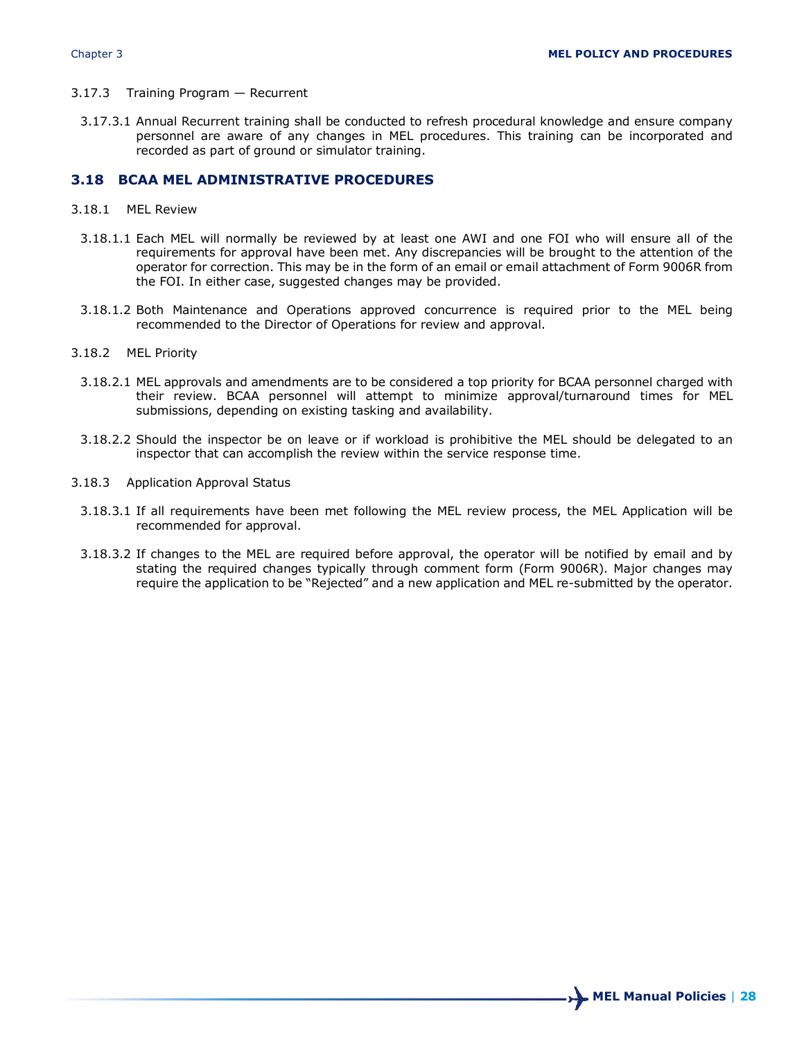3.17.3 Training Program — Recurrent

3.17.3.1 Annual Recurrent training shall be conducted to refresh procedural knowledge and ensure company personnel are aware of any changes in MEL procedures. This training can be incorporated and recorded as part of ground or simulator training.

## 3.18 BCAA MEL ADMINISTRATIVE PROCEDURES

3.18.1 MEL Review

3.18.1.1 Each MEL will normally be reviewed by at least one AWI and one FOI who will ensure all of the requirements for approval have been met. Any discrepancies will be brought to the attention of the operator for correction. This may be in the form of an email or email attachment of Form 9006R from the FOI. In either case, suggested changes may be provided.

3.18.1.2 Both Maintenance and Operations approved concurrence is required prior to the MEL being recommended to the Director of Operations for review and approval.

3.18.2 MEL Priority

3.18.2.1 MEL approvals and amendments are to be considered a top priority for BCAA personnel charged with their review. BCAA personnel will attempt to minimize approval/turnaround times for MEL submissions, depending on existing tasking and availability.

3.18.2.2 Should the inspector be on leave or if workload is prohibitive the MEL should be delegated to an inspector that can accomplish the review within the service response time.

3.18.3 Application Approval Status

3.18.3.1 If all requirements have been met following the MEL review process, the MEL Application will be recommended for approval.

3.18.3.2 If changes to the MEL are required before approval, the operator will be notified by email and by stating the required changes typically through comment form (Form 9006R). Major changes may require the application to be "Rejected" and a new application and MEL re-submitted by the operator.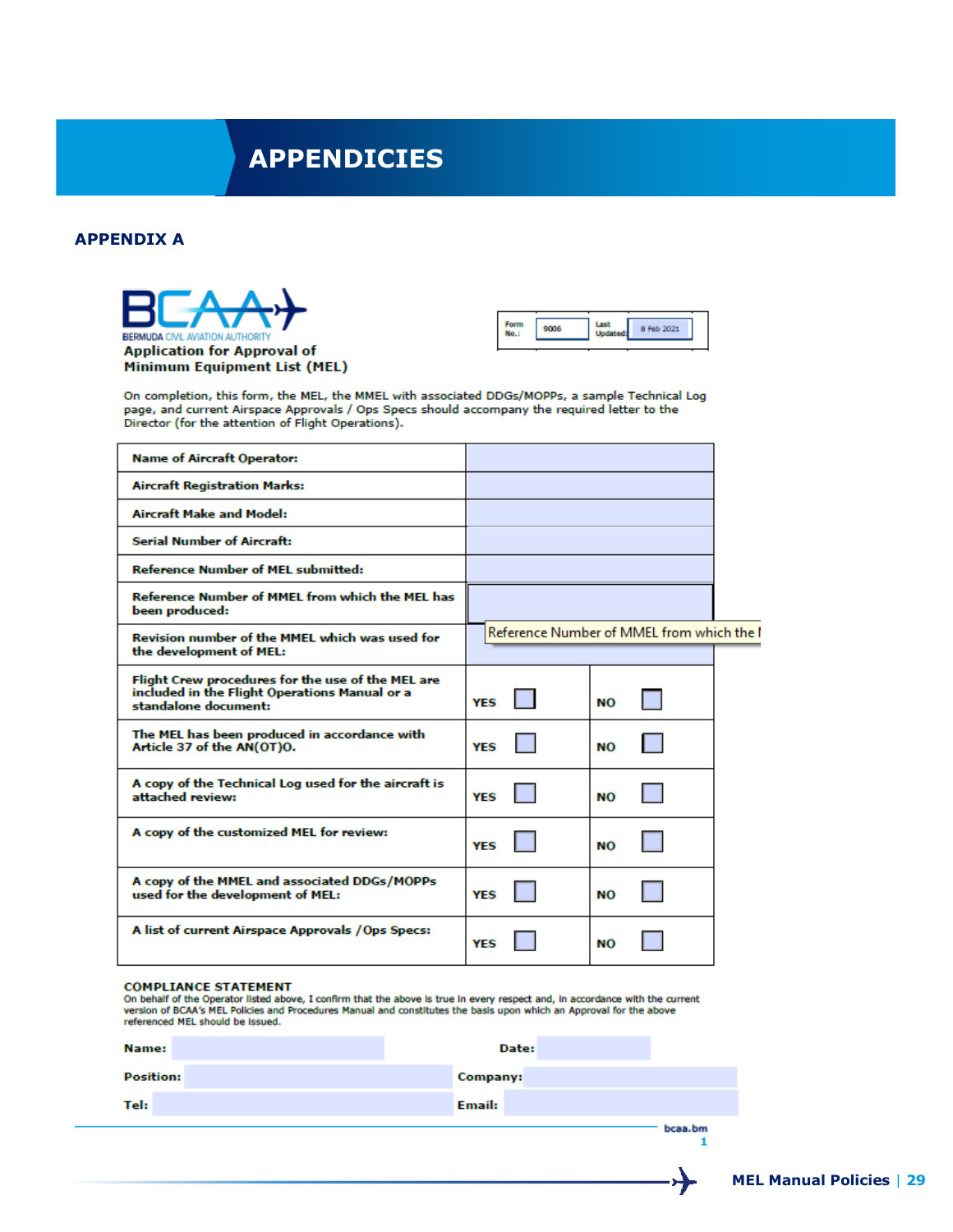# APPENDICIES

## APPENDIX A

BERMUDA CIVIL AVIATION AUTHORITY

**Application for Approval of Minimum Equipment List (MEL)**

| Form No.: | 9006 | Last Updated: | 8 Feb 2021 |
|---|---|---|---|

On completion, this form, the MEL, the MMEL with associated DDGs/MOPPs, a sample Technical Log page, and current Airspace Approvals / Ops Specs should accompany the required letter to the Director (for the attention of Flight Operations).

| | | |
|---|---|---|
| **Name of Aircraft Operator:** | | |
| **Aircraft Registration Marks:** | | |
| **Aircraft Make and Model:** | | |
| **Serial Number of Aircraft:** | | |
| **Reference Number of MEL submitted:** | | |
| **Reference Number of MMEL from which the MEL has been produced:** | | |
| **Revision number of the MMEL which was used for the development of MEL:** | Reference Number of MMEL from which the I | |
| **Flight Crew procedures for the use of the MEL are included in the Flight Operations Manual or a standalone document:** | **YES** ☐ | **NO** ☐ |
| **The MEL has been produced in accordance with Article 37 of the AN(OT)O.** | **YES** ☐ | **NO** ☐ |
| **A copy of the Technical Log used for the aircraft is attached review:** | **YES** ☐ | **NO** ☐ |
| **A copy of the customized MEL for review:** | **YES** ☐ | **NO** ☐ |
| **A copy of the MMEL and associated DDGs/MOPPs used for the development of MEL:** | **YES** ☐ | **NO** ☐ |
| **A list of current Airspace Approvals / Ops Specs:** | **YES** ☐ | **NO** ☐ |

**COMPLIANCE STATEMENT**

On behalf of the Operator listed above, I confirm that the above is true in every respect and, in accordance with the current version of BCAA's MEL Policies and Procedures Manual and constitutes the basis upon which an Approval for the above referenced MEL should be issued.

**Name:** &nbsp;&nbsp;&nbsp;&nbsp;&nbsp;&nbsp;&nbsp;&nbsp; **Date:**

**Position:** &nbsp;&nbsp;&nbsp;&nbsp;&nbsp;&nbsp;&nbsp;&nbsp; **Company:**

**Tel:** &nbsp;&nbsp;&nbsp;&nbsp;&nbsp;&nbsp;&nbsp;&nbsp; **Email:**

bcaa.bm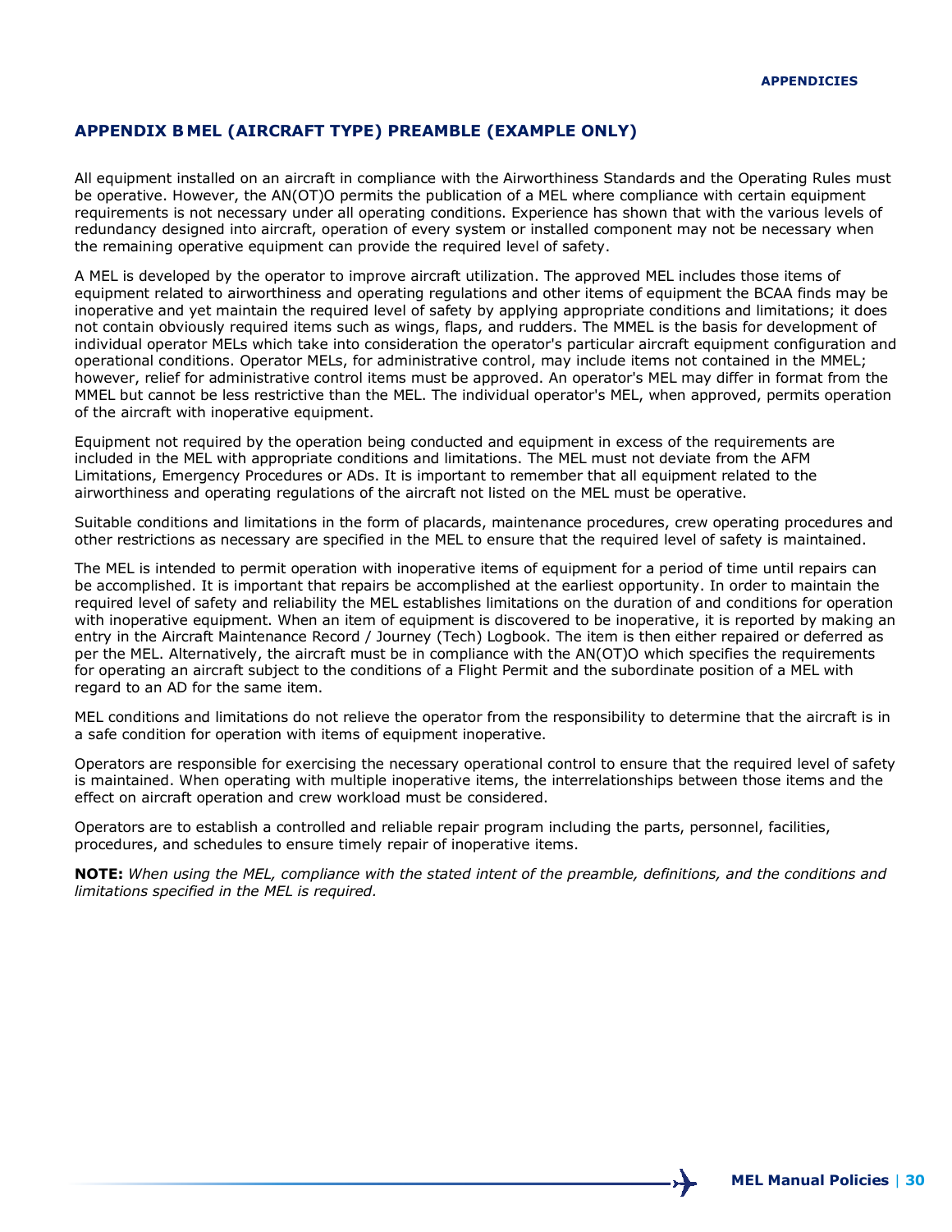## APPENDIX B MEL (AIRCRAFT TYPE) PREAMBLE (EXAMPLE ONLY)

All equipment installed on an aircraft in compliance with the Airworthiness Standards and the Operating Rules must be operative. However, the AN(OT)O permits the publication of a MEL where compliance with certain equipment requirements is not necessary under all operating conditions. Experience has shown that with the various levels of redundancy designed into aircraft, operation of every system or installed component may not be necessary when the remaining operative equipment can provide the required level of safety.

A MEL is developed by the operator to improve aircraft utilization. The approved MEL includes those items of equipment related to airworthiness and operating regulations and other items of equipment the BCAA finds may be inoperative and yet maintain the required level of safety by applying appropriate conditions and limitations; it does not contain obviously required items such as wings, flaps, and rudders. The MMEL is the basis for development of individual operator MELs which take into consideration the operator's particular aircraft equipment configuration and operational conditions. Operator MELs, for administrative control, may include items not contained in the MMEL; however, relief for administrative control items must be approved. An operator's MEL may differ in format from the MMEL but cannot be less restrictive than the MEL. The individual operator's MEL, when approved, permits operation of the aircraft with inoperative equipment.

Equipment not required by the operation being conducted and equipment in excess of the requirements are included in the MEL with appropriate conditions and limitations. The MEL must not deviate from the AFM Limitations, Emergency Procedures or ADs. It is important to remember that all equipment related to the airworthiness and operating regulations of the aircraft not listed on the MEL must be operative.

Suitable conditions and limitations in the form of placards, maintenance procedures, crew operating procedures and other restrictions as necessary are specified in the MEL to ensure that the required level of safety is maintained.

The MEL is intended to permit operation with inoperative items of equipment for a period of time until repairs can be accomplished. It is important that repairs be accomplished at the earliest opportunity. In order to maintain the required level of safety and reliability the MEL establishes limitations on the duration of and conditions for operation with inoperative equipment. When an item of equipment is discovered to be inoperative, it is reported by making an entry in the Aircraft Maintenance Record / Journey (Tech) Logbook. The item is then either repaired or deferred as per the MEL. Alternatively, the aircraft must be in compliance with the AN(OT)O which specifies the requirements for operating an aircraft subject to the conditions of a Flight Permit and the subordinate position of a MEL with regard to an AD for the same item.

MEL conditions and limitations do not relieve the operator from the responsibility to determine that the aircraft is in a safe condition for operation with items of equipment inoperative.

Operators are responsible for exercising the necessary operational control to ensure that the required level of safety is maintained. When operating with multiple inoperative items, the interrelationships between those items and the effect on aircraft operation and crew workload must be considered.

Operators are to establish a controlled and reliable repair program including the parts, personnel, facilities, procedures, and schedules to ensure timely repair of inoperative items.

**NOTE:** *When using the MEL, compliance with the stated intent of the preamble, definitions, and the conditions and limitations specified in the MEL is required.*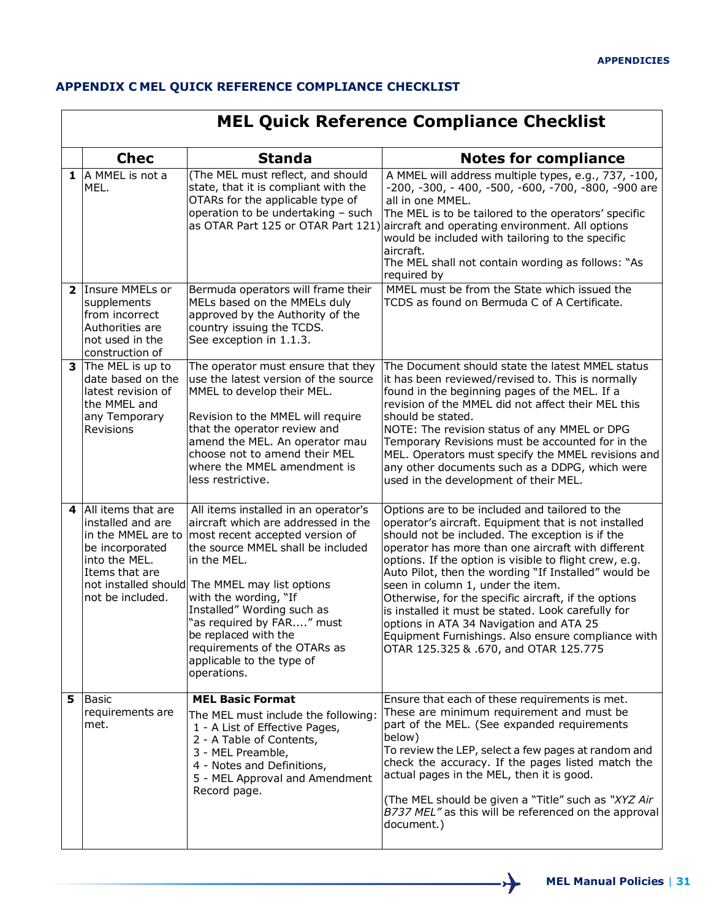## APPENDIX C MEL QUICK REFERENCE COMPLIANCE CHECKLIST

| MEL Quick Reference Compliance Checklist | | | |
|---|---|---|---|
| | **Chec** | **Standa** | **Notes for compliance** |
| **1** | A MMEL is not a MEL. | (The MEL must reflect, and should state, that it is compliant with the OTARs for the applicable type of operation to be undertaking – such as OTAR Part 125 or OTAR Part 121) | A MMEL will address multiple types, e.g., 737, -100, -200, -300, - 400, -500, -600, -700, -800, -900 are all in one MMEL.<br>The MEL is to be tailored to the operators' specific aircraft and operating environment. All options would be included with tailoring to the specific aircraft.<br>The MEL shall not contain wording as follows: "As required by |
| **2** | Insure MMELs or supplements from incorrect Authorities are not used in the construction of | Bermuda operators will frame their MELs based on the MMELs duly approved by the Authority of the country issuing the TCDS.<br>See exception in 1.1.3. | MMEL must be from the State which issued the TCDS as found on Bermuda C of A Certificate. |
| **3** | The MEL is up to date based on the latest revision of the MMEL and any Temporary Revisions | The operator must ensure that they use the latest version of the source MMEL to develop their MEL.<br><br>Revision to the MMEL will require that the operator review and amend the MEL. An operator mau choose not to amend their MEL where the MMEL amendment is less restrictive. | The Document should state the latest MMEL status it has been reviewed/revised to. This is normally found in the beginning pages of the MEL. If a revision of the MMEL did not affect their MEL this should be stated.<br>NOTE: The revision status of any MMEL or DPG Temporary Revisions must be accounted for in the MEL. Operators must specify the MMEL revisions and any other documents such as a DDPG, which were used in the development of their MEL. |
| **4** | All items that are installed and are in the MMEL are to be incorporated into the MEL. Items that are not installed should not be included. | All items installed in an operator's aircraft which are addressed in the most recent accepted version of the source MMEL shall be included in the MEL.<br><br>The MMEL may list options with the wording, "If Installed" Wording such as "as required by FAR...." must be replaced with the requirements of the OTARs as applicable to the type of operations. | Options are to be included and tailored to the operator's aircraft. Equipment that is not installed should not be included. The exception is if the operator has more than one aircraft with different options. If the option is visible to flight crew, e.g. Auto Pilot, then the wording "If Installed" would be seen in column 1, under the item.<br>Otherwise, for the specific aircraft, if the options is installed it must be stated. Look carefully for options in ATA 34 Navigation and ATA 25 Equipment Furnishings. Also ensure compliance with OTAR 125.325 & .670, and OTAR 125.775 |
| **5** | Basic requirements are met. | **MEL Basic Format**<br>The MEL must include the following:<br>1 - A List of Effective Pages,<br>2 - A Table of Contents,<br>3 - MEL Preamble,<br>4 - Notes and Definitions,<br>5 - MEL Approval and Amendment Record page. | Ensure that each of these requirements is met. These are minimum requirement and must be part of the MEL. (See expanded requirements below)<br>To review the LEP, select a few pages at random and check the accuracy. If the pages listed match the actual pages in the MEL, then it is good.<br><br>(The MEL should be given a "Title" such as *"XYZ Air B737 MEL"* as this will be referenced on the approval document.) |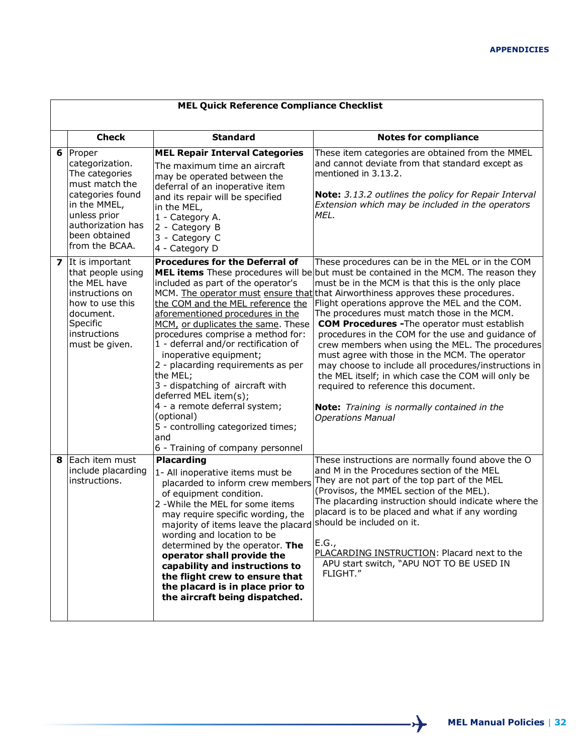| | MEL Quick Reference Compliance Checklist | | |
|---|---|---|---|
| | **Check** | **Standard** | **Notes for compliance** |
| **6** | Proper categorization. The categories must match the categories found in the MMEL, unless prior authorization has been obtained from the BCAA. | **MEL Repair Interval Categories** The maximum time an aircraft may be operated between the deferral of an inoperative item and its repair will be specified in the MEL, 1 - Category A. 2 - Category B 3 - Category C 4 - Category D | These item categories are obtained from the MMEL and cannot deviate from that standard except as mentioned in 3.13.2. **Note:** *3.13.2 outlines the policy for Repair Interval Extension which may be included in the operators MEL.* |
| **7** | It is important that people using the MEL have instructions on how to use this document. Specific instructions must be given. | **Procedures for the Deferral of MEL items** These procedures will be included as part of the operator's MCM. The operator must ensure that the COM and the MEL reference the aforementioned procedures in the MCM, or duplicates the same. These procedures comprise a method for: 1 - deferral and/or rectification of inoperative equipment; 2 - placarding requirements as per the MEL; 3 - dispatching of aircraft with deferred MEL item(s); 4 - a remote deferral system; (optional) 5 - controlling categorized times; and 6 - Training of company personnel | These procedures can be in the MEL or in the COM but must be contained in the MCM. The reason they must be in the MCM is that this is the only place that Airworthiness approves these procedures. Flight operations approve the MEL and the COM. The procedures must match those in the MCM. **COM Procedures -** The operator must establish procedures in the COM for the use and guidance of crew members when using the MEL. The procedures must agree with those in the MCM. The operator may choose to include all procedures/instructions in the MEL itself; in which case the COM will only be required to reference this document. **Note:** *Training is normally contained in the Operations Manual* |
| **8** | Each item must include placarding instructions. | **Placarding** 1- All inoperative items must be placarded to inform crew members of equipment condition. 2 -While the MEL for some items may require specific wording, the majority of items leave the placard wording and location to be determined by the operator. **The operator shall provide the capability and instructions to the flight crew to ensure that the placard is in place prior to the aircraft being dispatched.** | These instructions are normally found above the O and M in the Procedures section of the MEL They are not part of the top part of the MEL (Provisos, the MMEL section of the MEL). The placarding instruction should indicate where the placard is to be placed and what if any wording should be included on it. E.G., PLACARDING INSTRUCTION: Placard next to the APU start switch, "APU NOT TO BE USED IN FLIGHT." |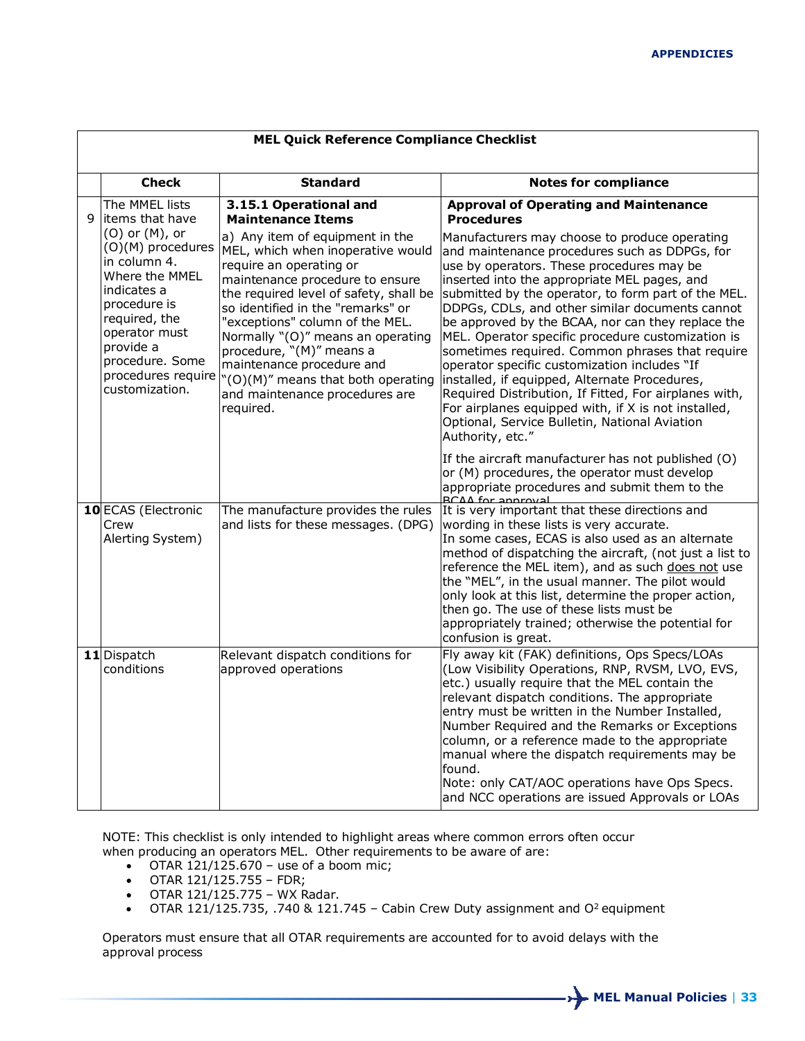| | Check | Standard | Notes for compliance |
|---|---|---|---|
| | **MEL Quick Reference Compliance Checklist** | | |
| 9 | The MMEL lists items that have (O) or (M), or (O)(M) procedures in column 4. Where the MMEL indicates a procedure is required, the operator must provide a procedure. Some procedures require customization. | **3.15.1 Operational and Maintenance Items**<br>a) Any item of equipment in the MEL, which when inoperative would require an operating or maintenance procedure to ensure the required level of safety, shall be so identified in the "remarks" or "exceptions" column of the MEL. Normally "(O)" means an operating procedure, "(M)" means a maintenance procedure and "(O)(M)" means that both operating and maintenance procedures are required. | **Approval of Operating and Maintenance Procedures**<br>Manufacturers may choose to produce operating and maintenance procedures such as DDPGs, for use by operators. These procedures may be inserted into the appropriate MEL pages, and submitted by the operator, to form part of the MEL. DDPGs, CDLs, and other similar documents cannot be approved by the BCAA, nor can they replace the MEL. Operator specific procedure customization is sometimes required. Common phrases that require operator specific customization includes "If installed, if equipped, Alternate Procedures, Required Distribution, If Fitted, For airplanes with, For airplanes equipped with, if X is not installed, Optional, Service Bulletin, National Aviation Authority, etc."<br><br>If the aircraft manufacturer has not published (O) or (M) procedures, the operator must develop appropriate procedures and submit them to the BCAA for approval. |
| **10** | ECAS (Electronic Crew Alerting System) | The manufacture provides the rules and lists for these messages. (DPG) | It is very important that these directions and wording in these lists is very accurate.<br>In some cases, ECAS is also used as an alternate method of dispatching the aircraft, (not just a list to reference the MEL item), and as such does not use the "MEL" in the usual manner. The pilot would only look at this list, determine the proper action, then go. The use of these lists must be appropriately trained; otherwise the potential for confusion is great. |
| **11** | Dispatch conditions | Relevant dispatch conditions for approved operations | Fly away kit (FAK) definitions, Ops Specs/LOAs (Low Visibility Operations, RNP, RVSM, LVO, EVS, etc.) usually require that the MEL contain the relevant dispatch conditions. The appropriate entry must be written in the Number Installed, Number Required and the Remarks or Exceptions column, or a reference made to the appropriate manual where the dispatch requirements may be found.<br>Note: only CAT/AOC operations have Ops Specs. and NCC operations are issued Approvals or LOAs |

NOTE: This checklist is only intended to highlight areas where common errors often occur when producing an operators MEL. Other requirements to be aware of are:

- OTAR 121/125.670 – use of a boom mic;
- OTAR 121/125.755 – FDR;
- OTAR 121/125.775 – WX Radar.
- OTAR 121/125.735, .740 & 121.745 – Cabin Crew Duty assignment and $O^2$ equipment

Operators must ensure that all OTAR requirements are accounted for to avoid delays with the approval process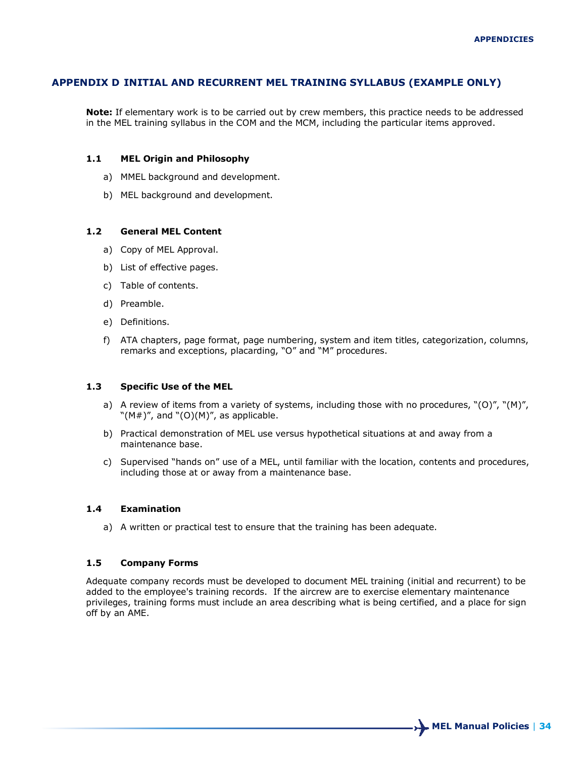## APPENDIX D INITIAL AND RECURRENT MEL TRAINING SYLLABUS (EXAMPLE ONLY)

**Note:** If elementary work is to be carried out by crew members, this practice needs to be addressed in the MEL training syllabus in the COM and the MCM, including the particular items approved.

### 1.1 MEL Origin and Philosophy

a) MMEL background and development.

b) MEL background and development.

### 1.2 General MEL Content

a) Copy of MEL Approval.

b) List of effective pages.

c) Table of contents.

d) Preamble.

e) Definitions.

f) ATA chapters, page format, page numbering, system and item titles, categorization, columns, remarks and exceptions, placarding, "O" and "M" procedures.

### 1.3 Specific Use of the MEL

a) A review of items from a variety of systems, including those with no procedures, "(O)", "(M)", "(M#)", and "(O)(M)", as applicable.

b) Practical demonstration of MEL use versus hypothetical situations at and away from a maintenance base.

c) Supervised "hands on" use of a MEL, until familiar with the location, contents and procedures, including those at or away from a maintenance base.

### 1.4 Examination

a) A written or practical test to ensure that the training has been adequate.

### 1.5 Company Forms

Adequate company records must be developed to document MEL training (initial and recurrent) to be added to the employee's training records. If the aircrew are to exercise elementary maintenance privileges, training forms must include an area describing what is being certified, and a place for sign off by an AME.